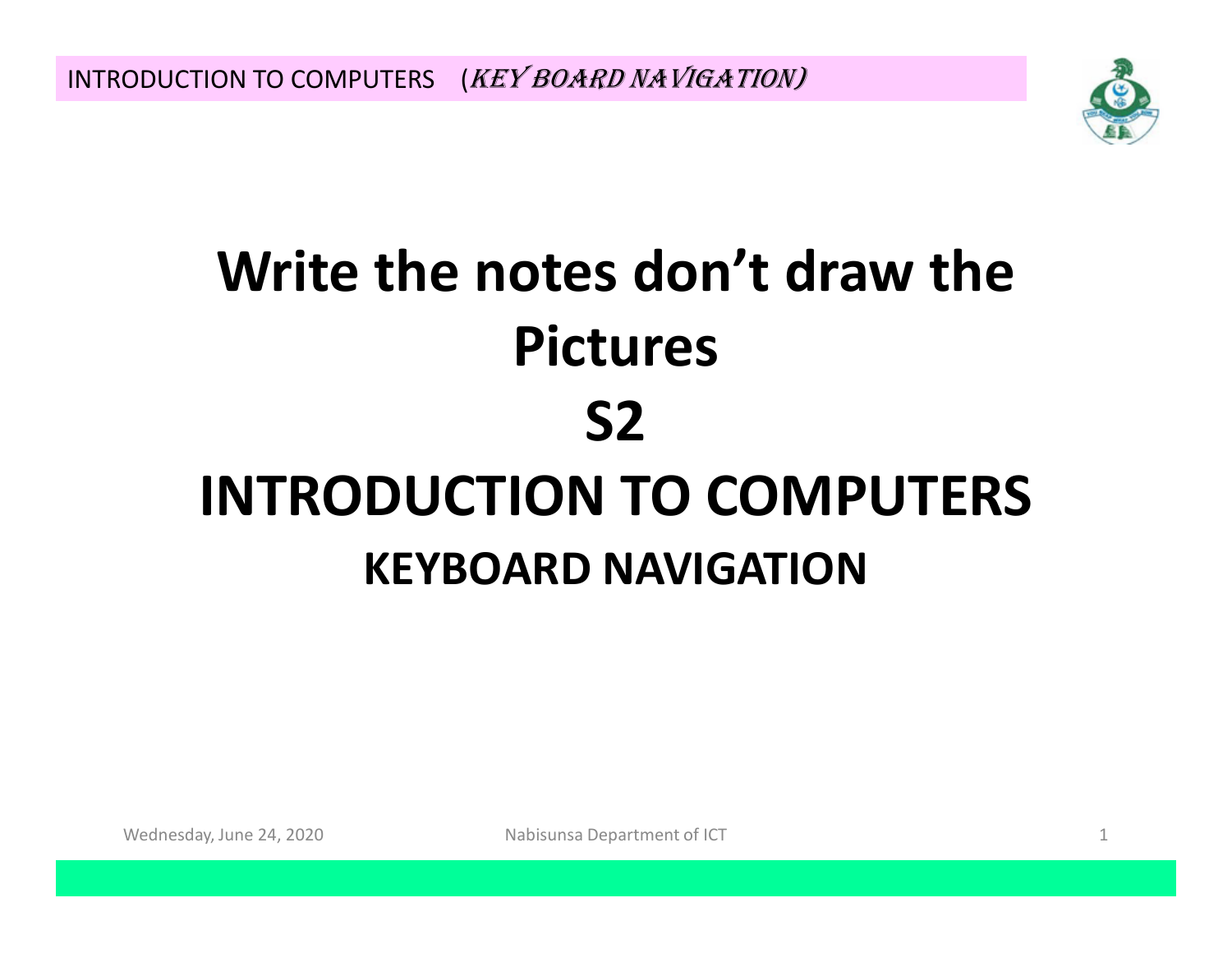# Write the notes don't draw the Pictures

# S2

# INTRODUCTION TO COMPUTERS

## KEYBOARD NAVIGATION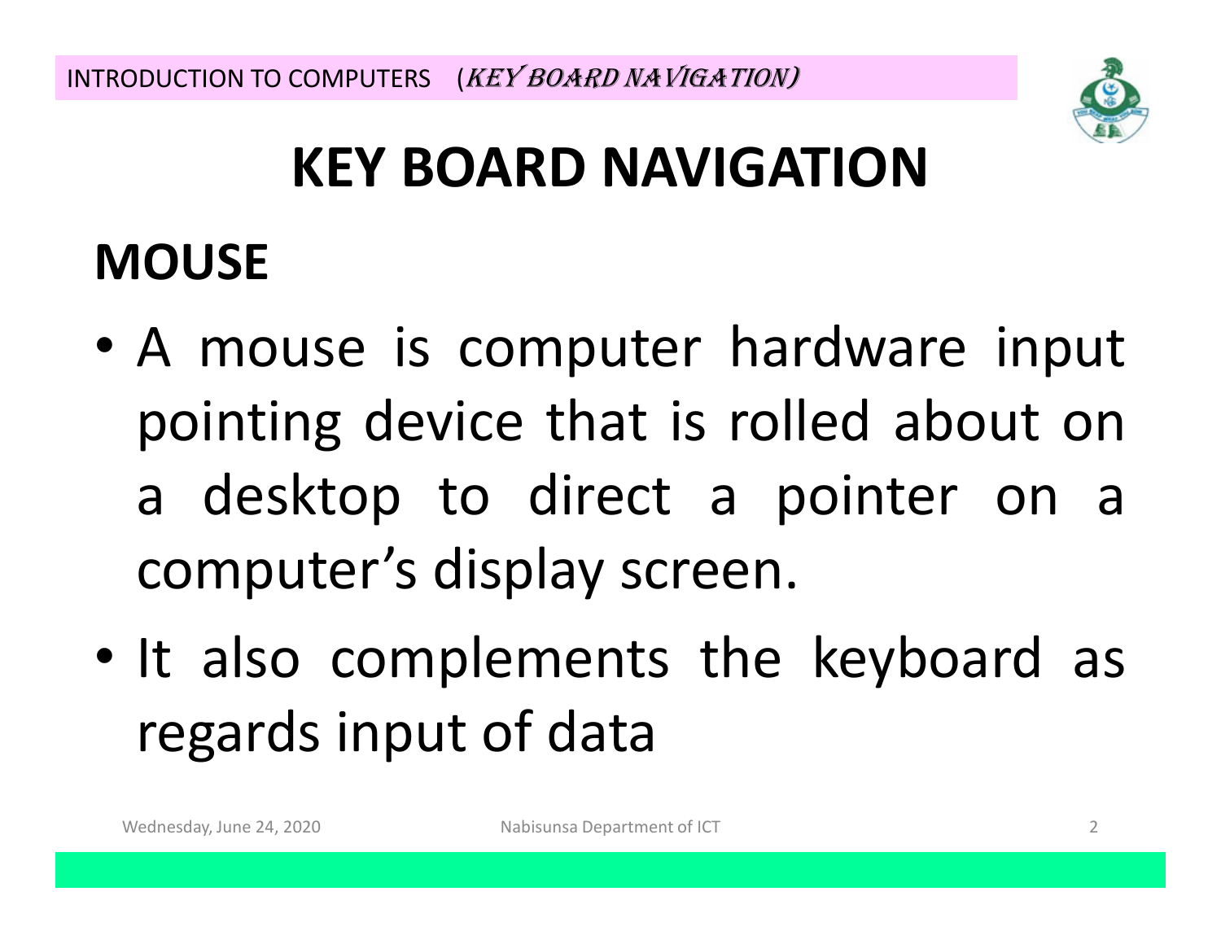# KEY BOARD NAVIGATION

## MOUSE

- A mouse is computer hardware input pointing device that is rolled about on a desktop to direct a pointer on a computer's display screen.
- It also complements the keyboard as regards input of data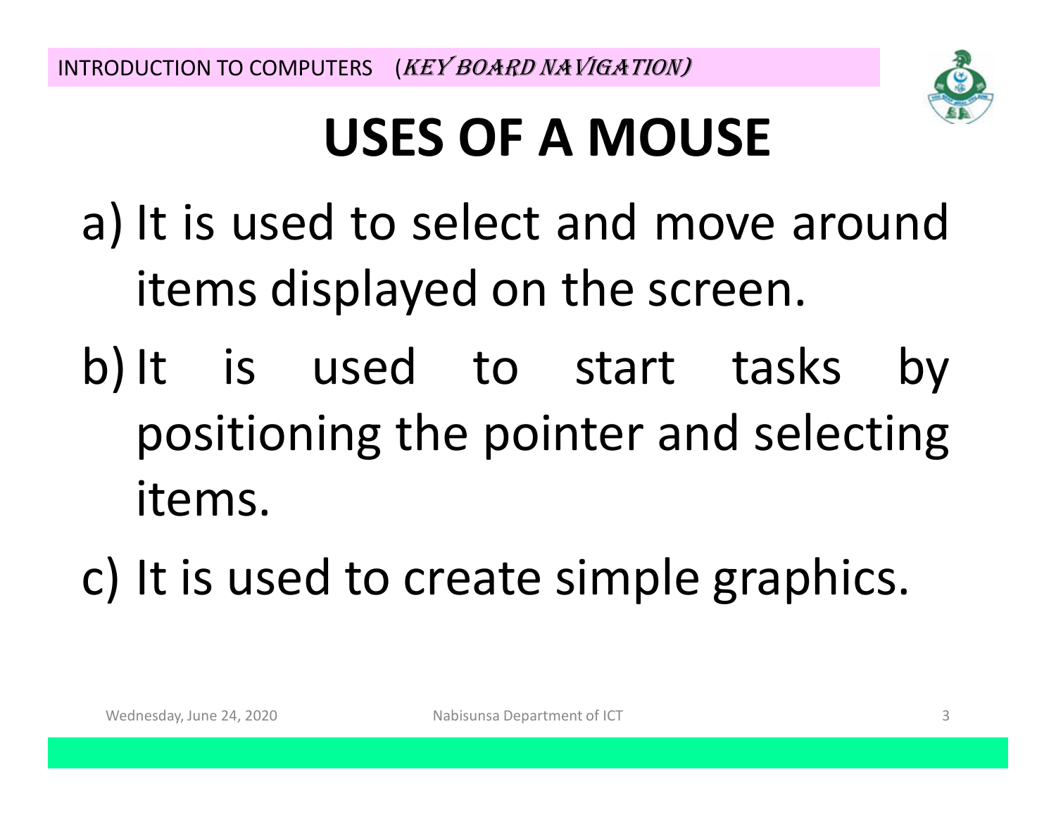# USES OF A MOUSE

a) It is used to select and move around items displayed on the screen.

b) It is used to start tasks by positioning the pointer and selecting items.

c) It is used to create simple graphics.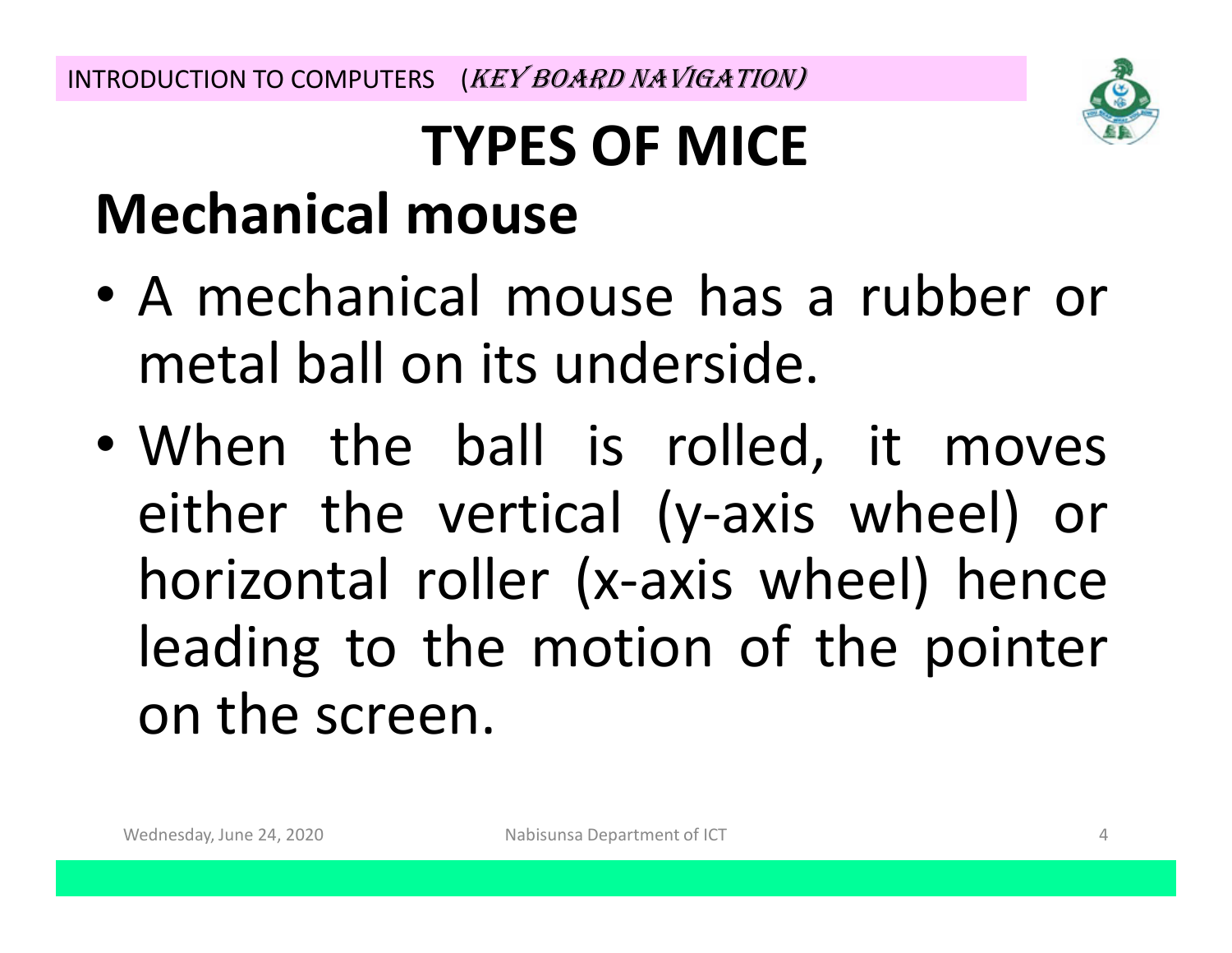# TYPES OF MICE

## Mechanical mouse

- A mechanical mouse has a rubber or metal ball on its underside.
- When the ball is rolled, it moves either the vertical (y-axis wheel) or horizontal roller (x-axis wheel) hence leading to the motion of the pointer on the screen.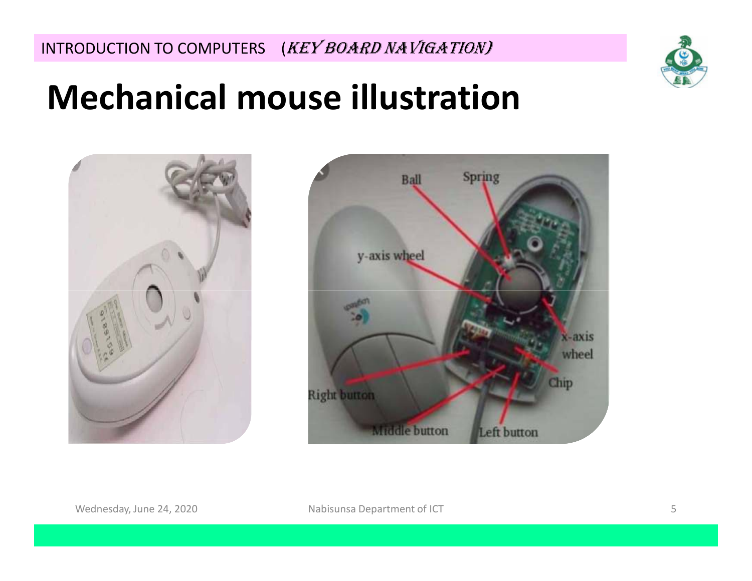# Mechanical mouse illustration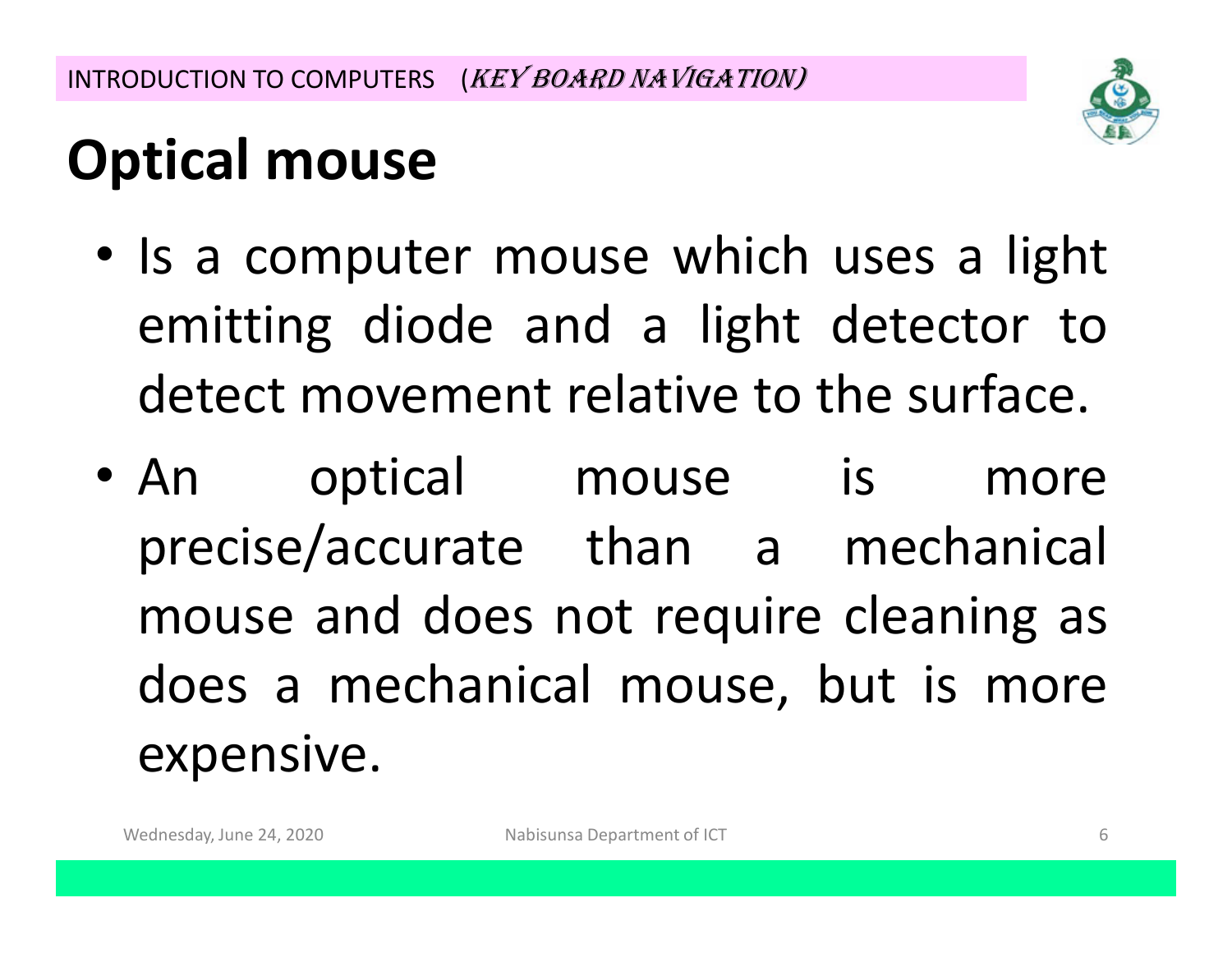# Optical mouse

- Is a computer mouse which uses a light emitting diode and a light detector to detect movement relative to the surface.
- An optical mouse is more precise/accurate than a mechanical mouse and does not require cleaning as does a mechanical mouse, but is more expensive.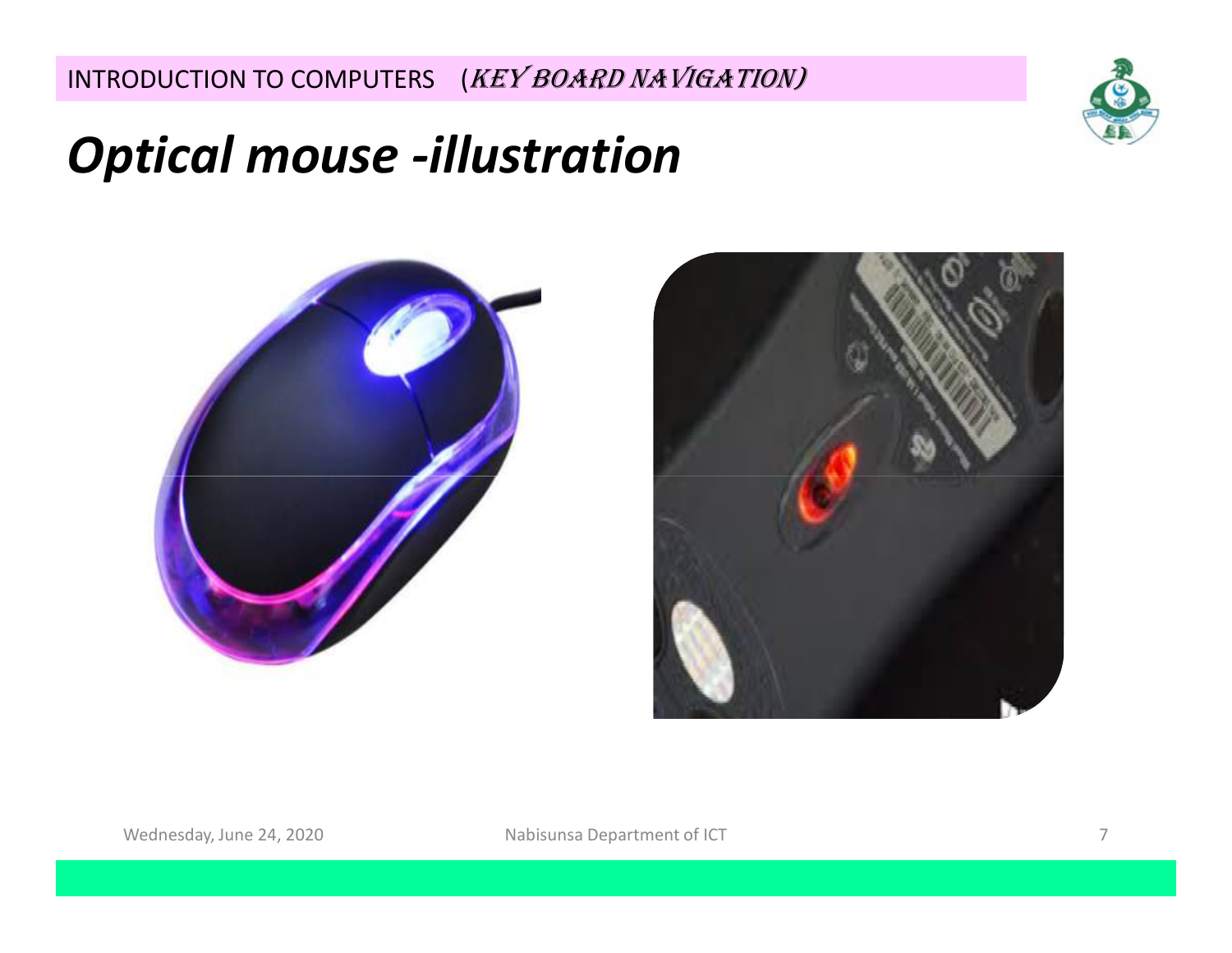# Optical mouse -illustration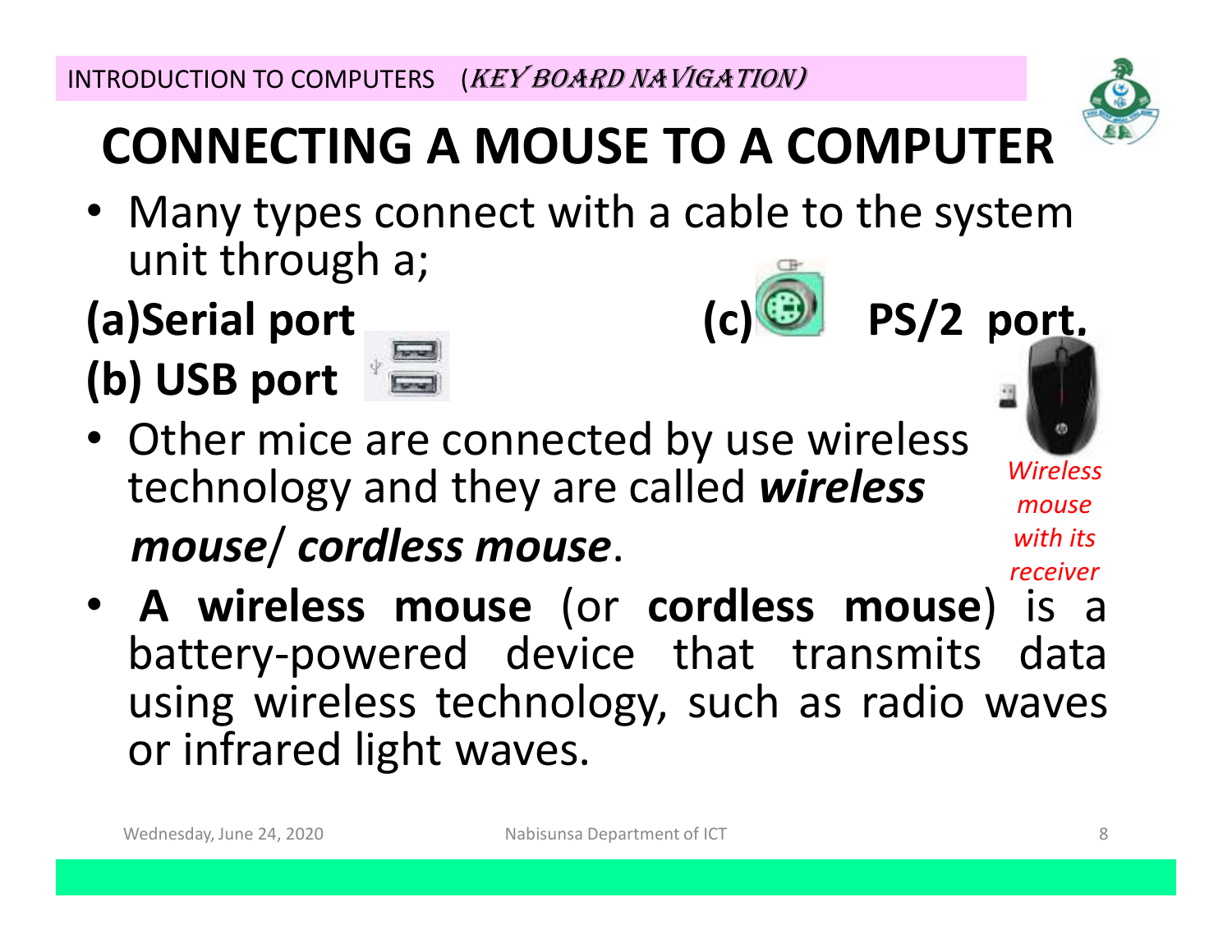# CONNECTING A MOUSE TO A COMPUTER

- Many types connect with a cable to the system unit through a;

**(a)Serial port**

**(b) USB port**

**(c) PS/2 port.**

- Other mice are connected by use wireless technology and they are called ***wireless mouse***/ ***cordless mouse***.

*Wireless mouse with its receiver*

- **A wireless mouse** (or **cordless mouse**) is a battery-powered device that transmits data using wireless technology, such as radio waves or infrared light waves.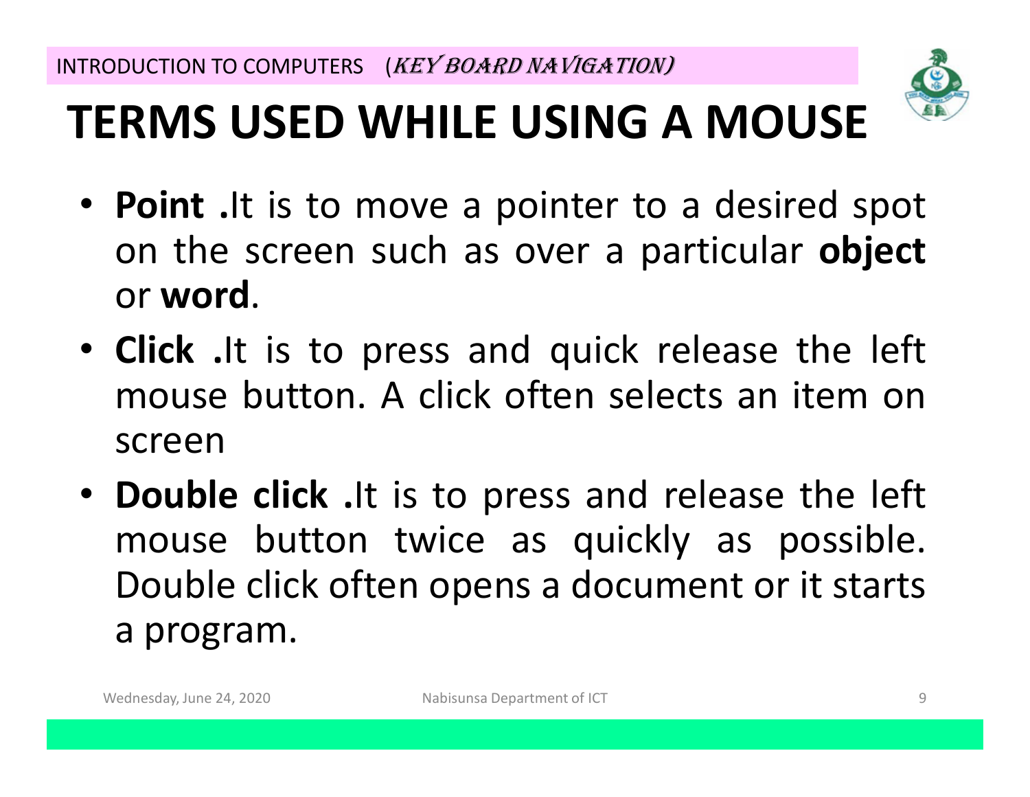# TERMS USED WHILE USING A MOUSE

- **Point .**It is to move a pointer to a desired spot on the screen such as over a particular **object** or **word**.
- **Click .**It is to press and quick release the left mouse button. A click often selects an item on screen
- **Double click .**It is to press and release the left mouse button twice as quickly as possible. Double click often opens a document or it starts a program.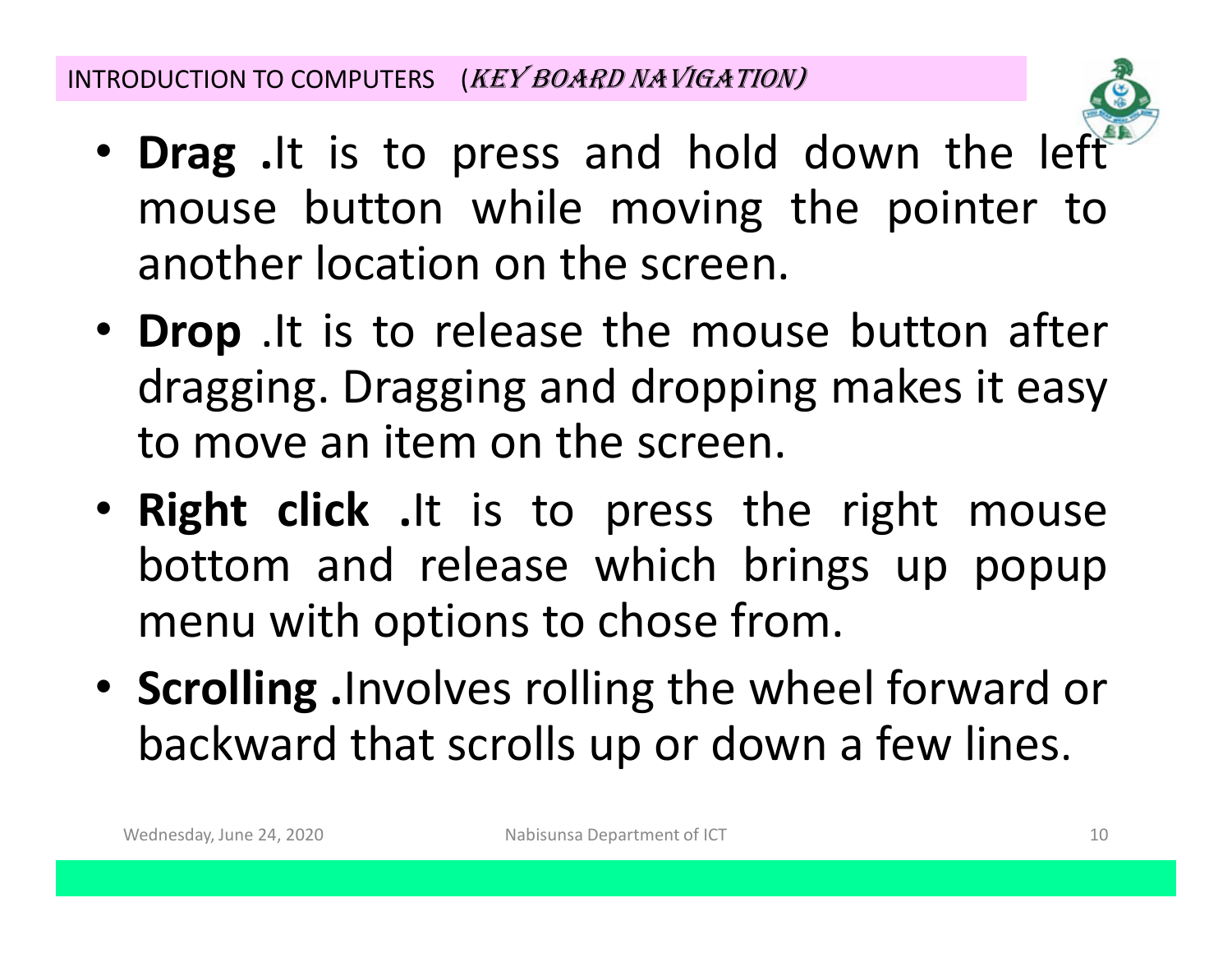INTRODUCTION TO COMPUTERS (*KEY BOARD NAVIGATION)*

- **Drag .**It is to press and hold down the left mouse button while moving the pointer to another location on the screen.
- **Drop** .It is to release the mouse button after dragging. Dragging and dropping makes it easy to move an item on the screen.
- **Right click .**It is to press the right mouse bottom and release which brings up popup menu with options to chose from.
- **Scrolling .**Involves rolling the wheel forward or backward that scrolls up or down a few lines.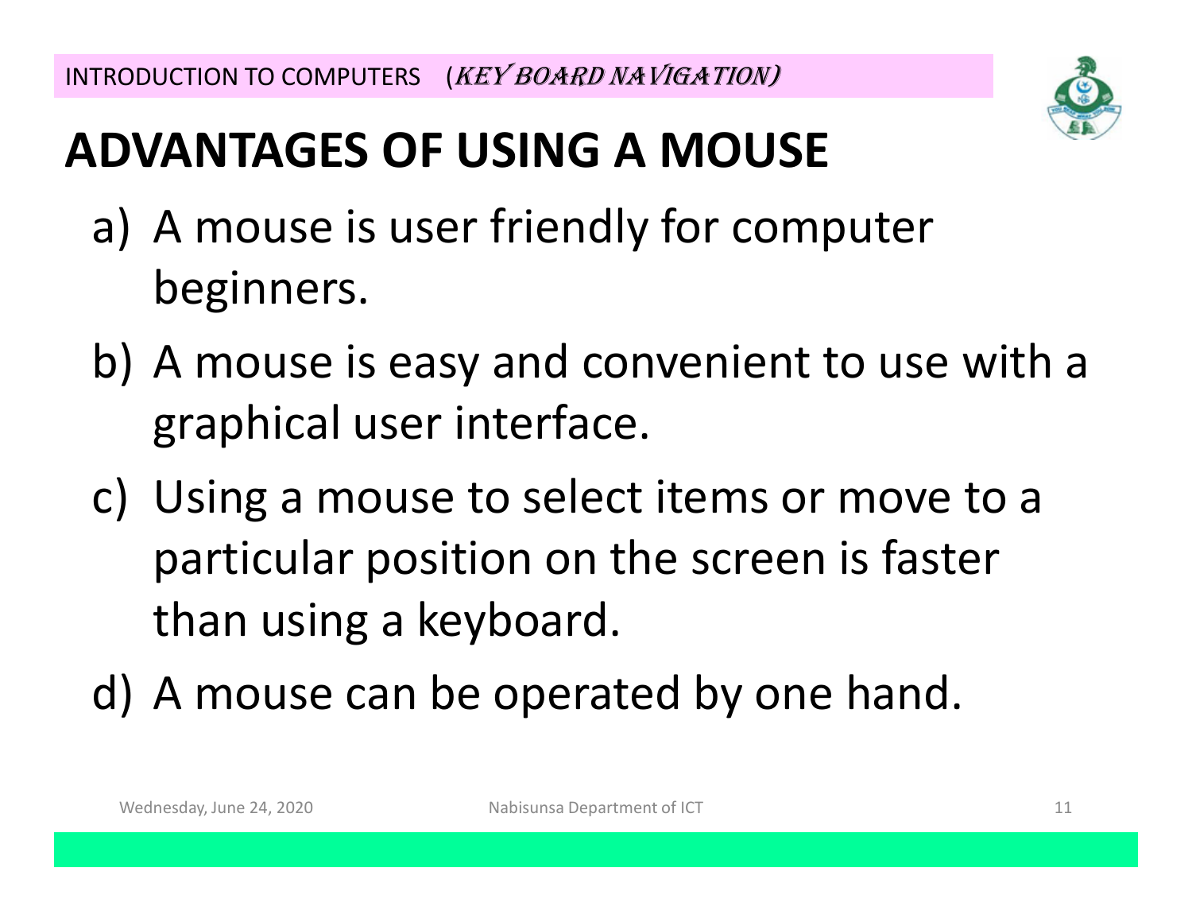# ADVANTAGES OF USING A MOUSE

a) A mouse is user friendly for computer beginners.

b) A mouse is easy and convenient to use with a graphical user interface.

c) Using a mouse to select items or move to a particular position on the screen is faster than using a keyboard.

d) A mouse can be operated by one hand.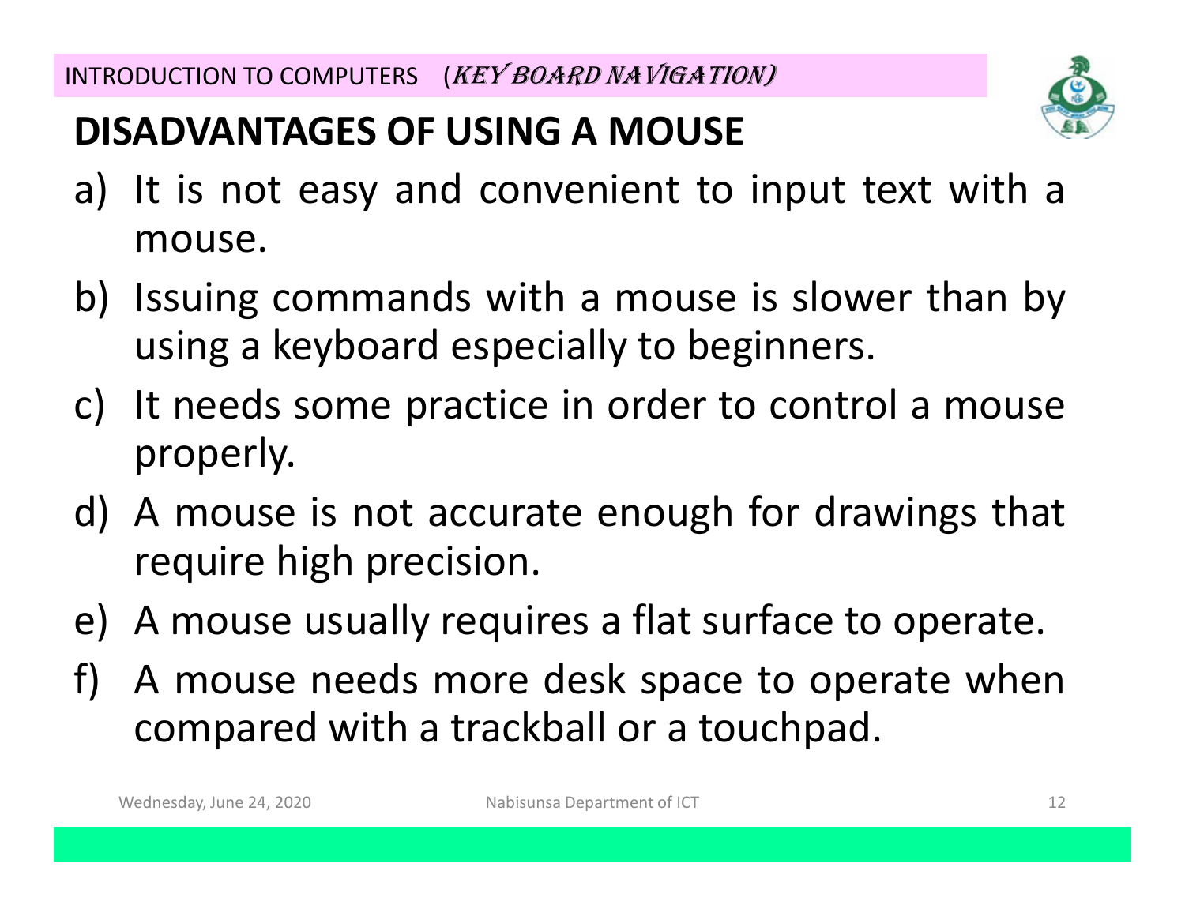## DISADVANTAGES OF USING A MOUSE

a) It is not easy and convenient to input text with a mouse.

b) Issuing commands with a mouse is slower than by using a keyboard especially to beginners.

c) It needs some practice in order to control a mouse properly.

d) A mouse is not accurate enough for drawings that require high precision.

e) A mouse usually requires a flat surface to operate.

f) A mouse needs more desk space to operate when compared with a trackball or a touchpad.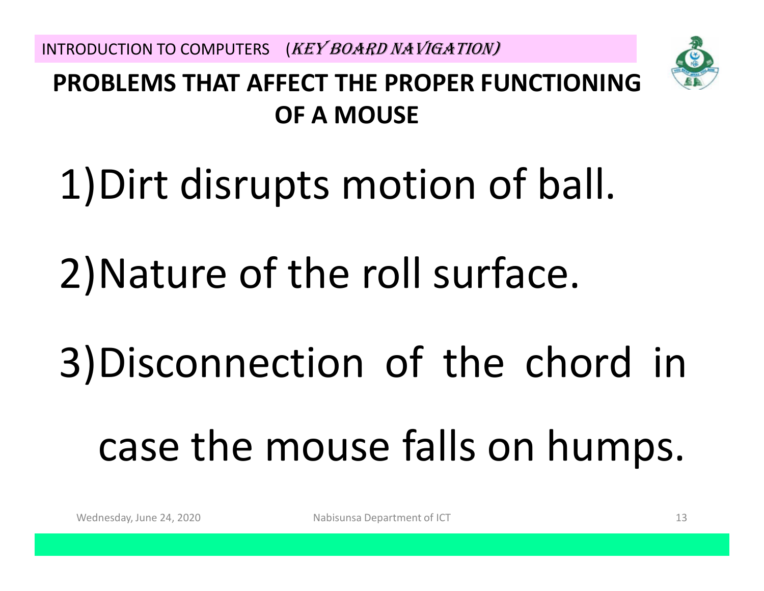## PROBLEMS THAT AFFECT THE PROPER FUNCTIONING OF A MOUSE

1) Dirt disrupts motion of ball.

2) Nature of the roll surface.

3) Disconnection of the chord in case the mouse falls on humps.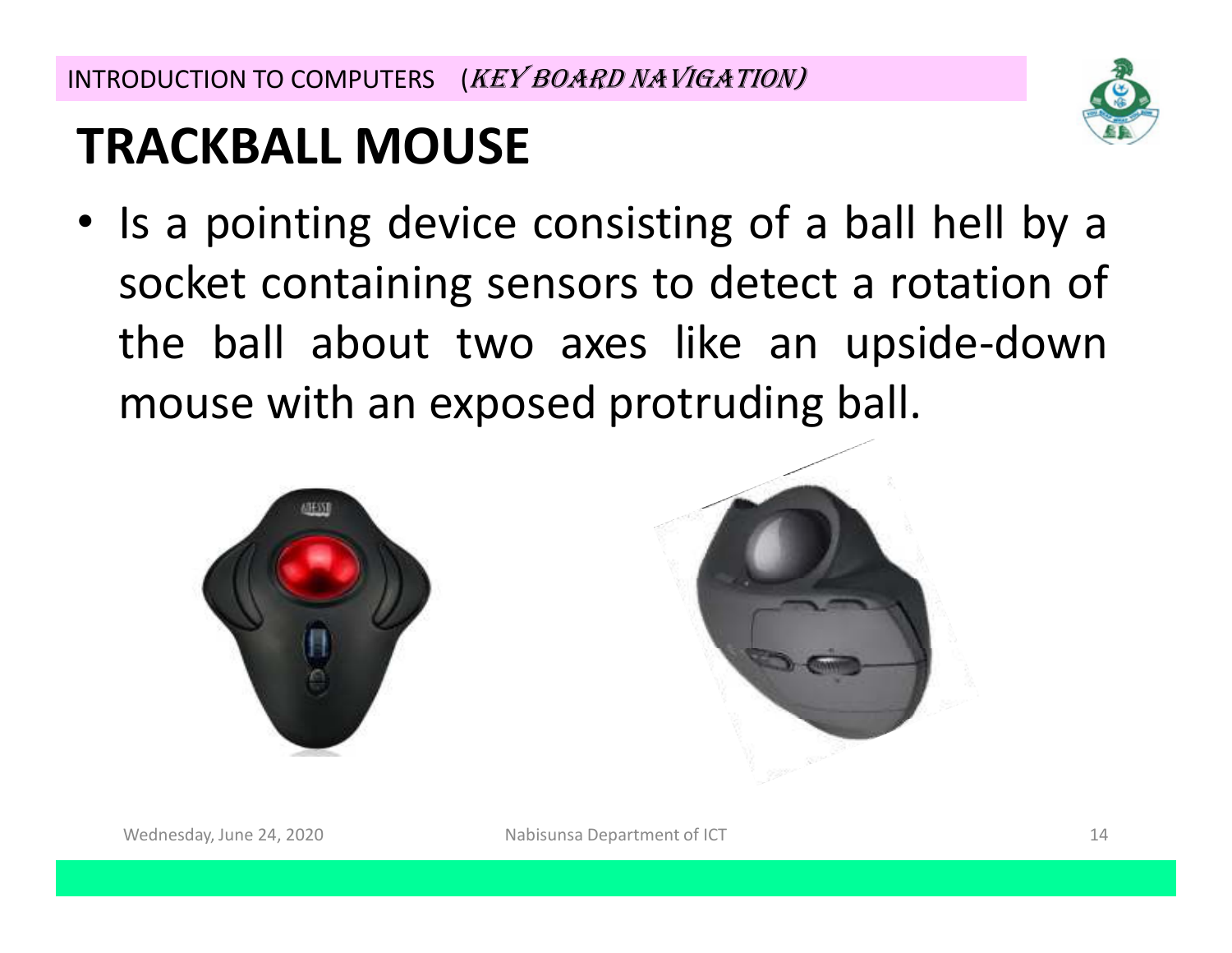# TRACKBALL MOUSE

- Is a pointing device consisting of a ball hell by a socket containing sensors to detect a rotation of the ball about two axes like an upside-down mouse with an exposed protruding ball.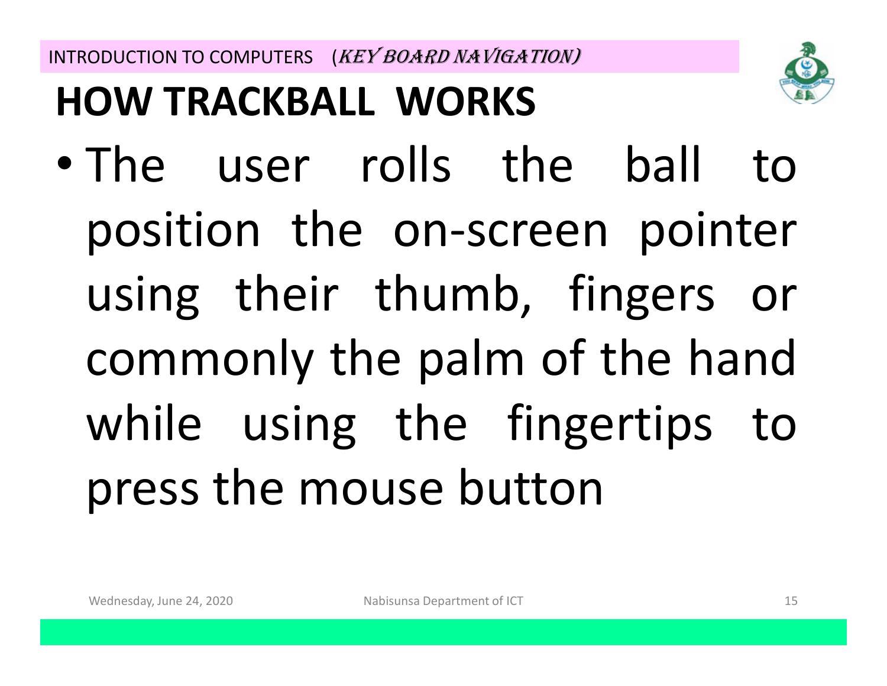## HOW TRACKBALL WORKS

- The user rolls the ball to position the on-screen pointer using their thumb, fingers or commonly the palm of the hand while using the fingertips to press the mouse button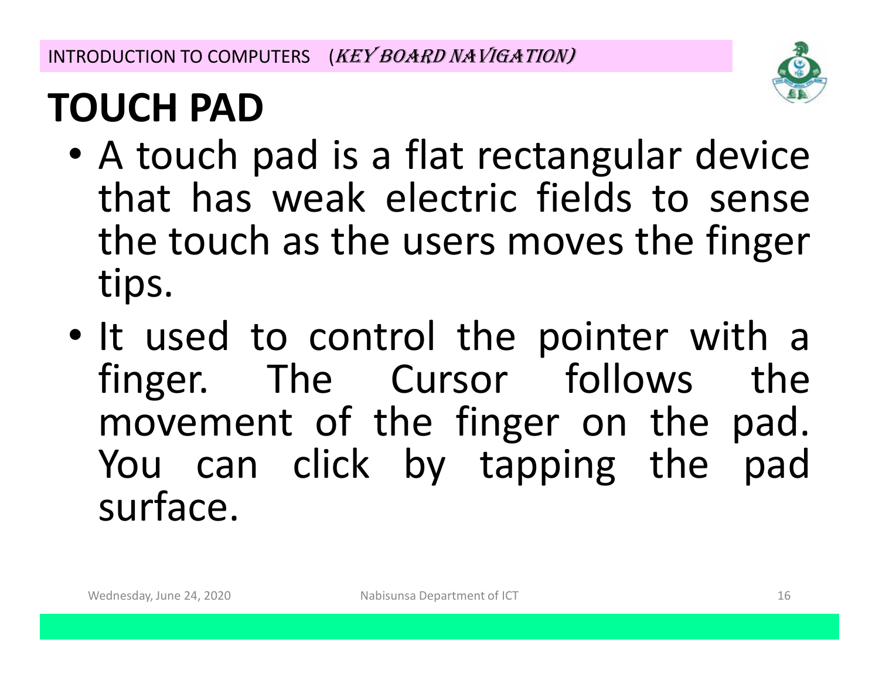# TOUCH PAD

- A touch pad is a flat rectangular device that has weak electric fields to sense the touch as the users moves the finger tips.
- It used to control the pointer with a finger. The Cursor follows the movement of the finger on the pad. You can click by tapping the pad surface.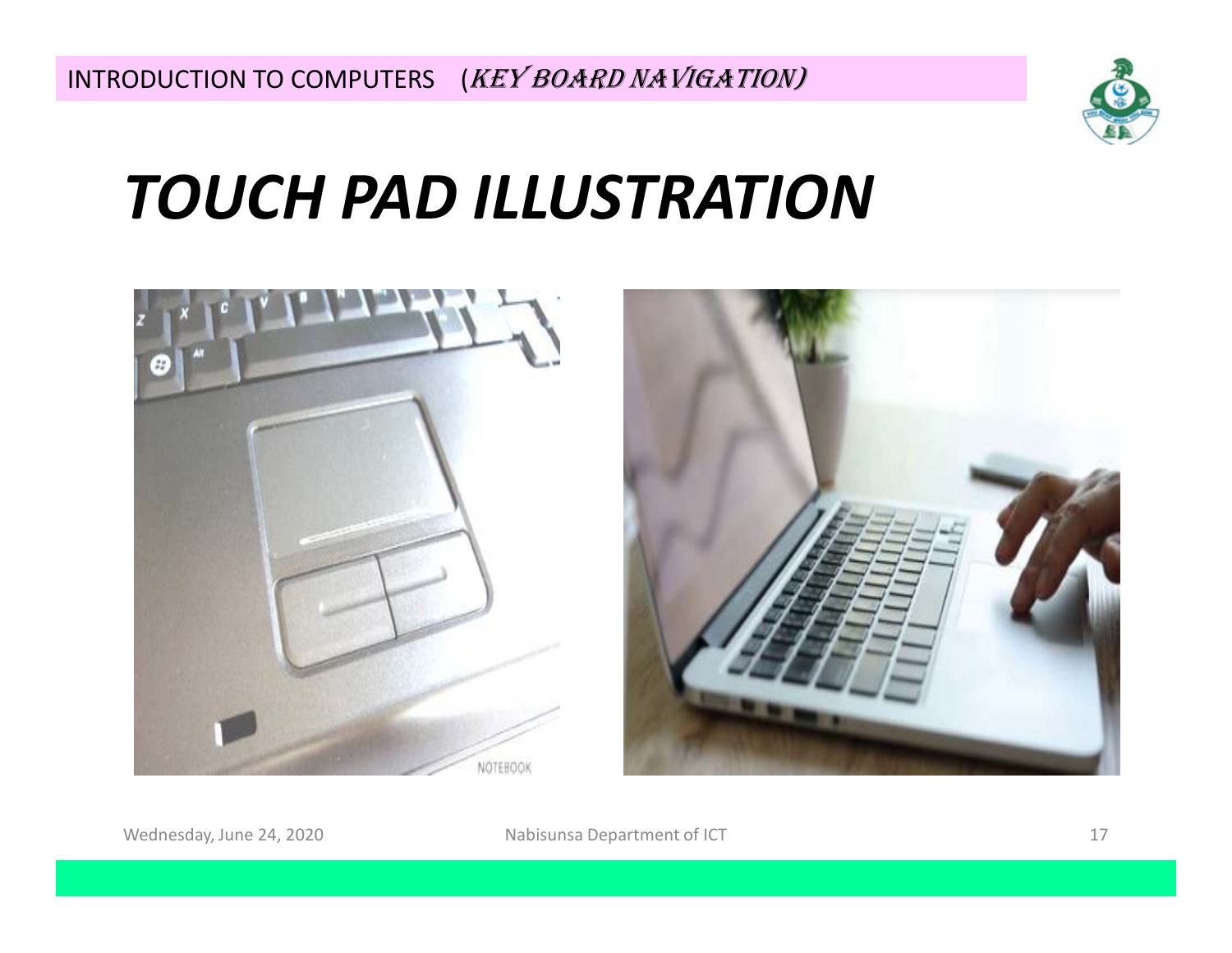# TOUCH PAD ILLUSTRATION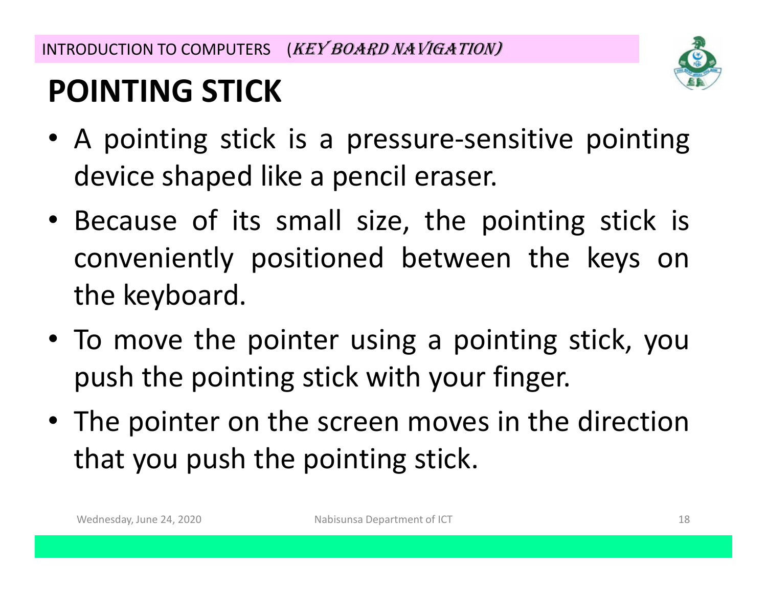# POINTING STICK

- A pointing stick is a pressure-sensitive pointing device shaped like a pencil eraser.
- Because of its small size, the pointing stick is conveniently positioned between the keys on the keyboard.
- To move the pointer using a pointing stick, you push the pointing stick with your finger.
- The pointer on the screen moves in the direction that you push the pointing stick.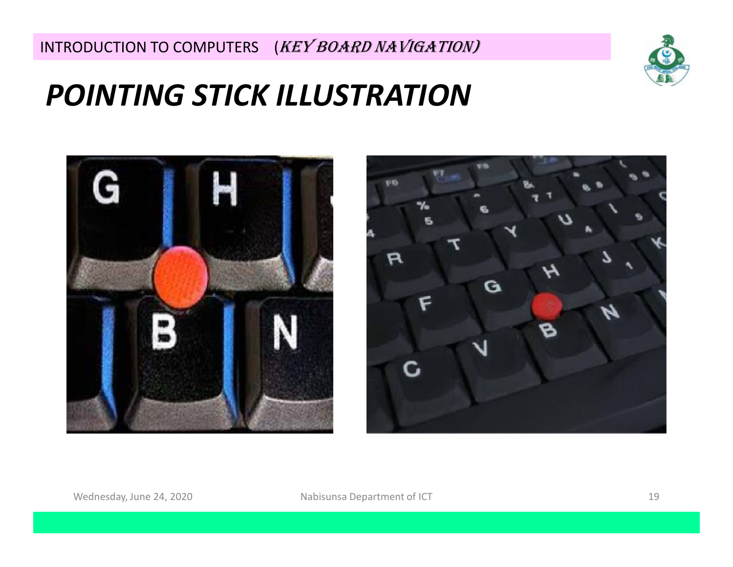# POINTING STICK ILLUSTRATION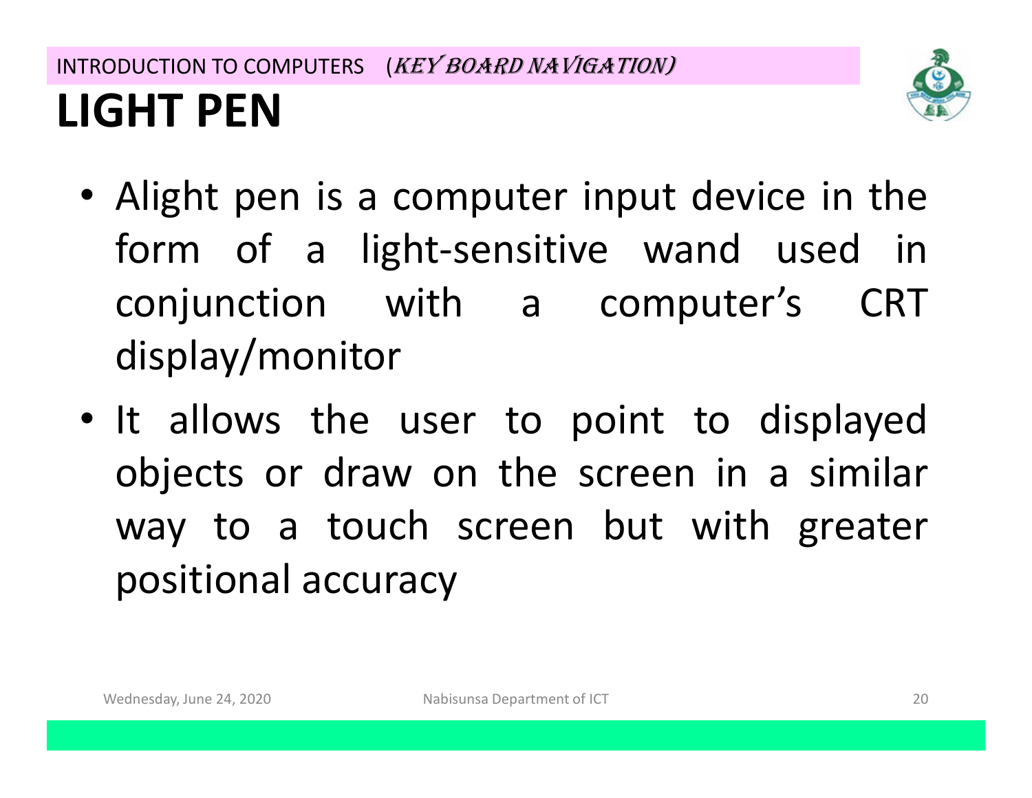# LIGHT PEN

- Alight pen is a computer input device in the form of a light-sensitive wand used in conjunction with a computer's CRT display/monitor
- It allows the user to point to displayed objects or draw on the screen in a similar way to a touch screen but with greater positional accuracy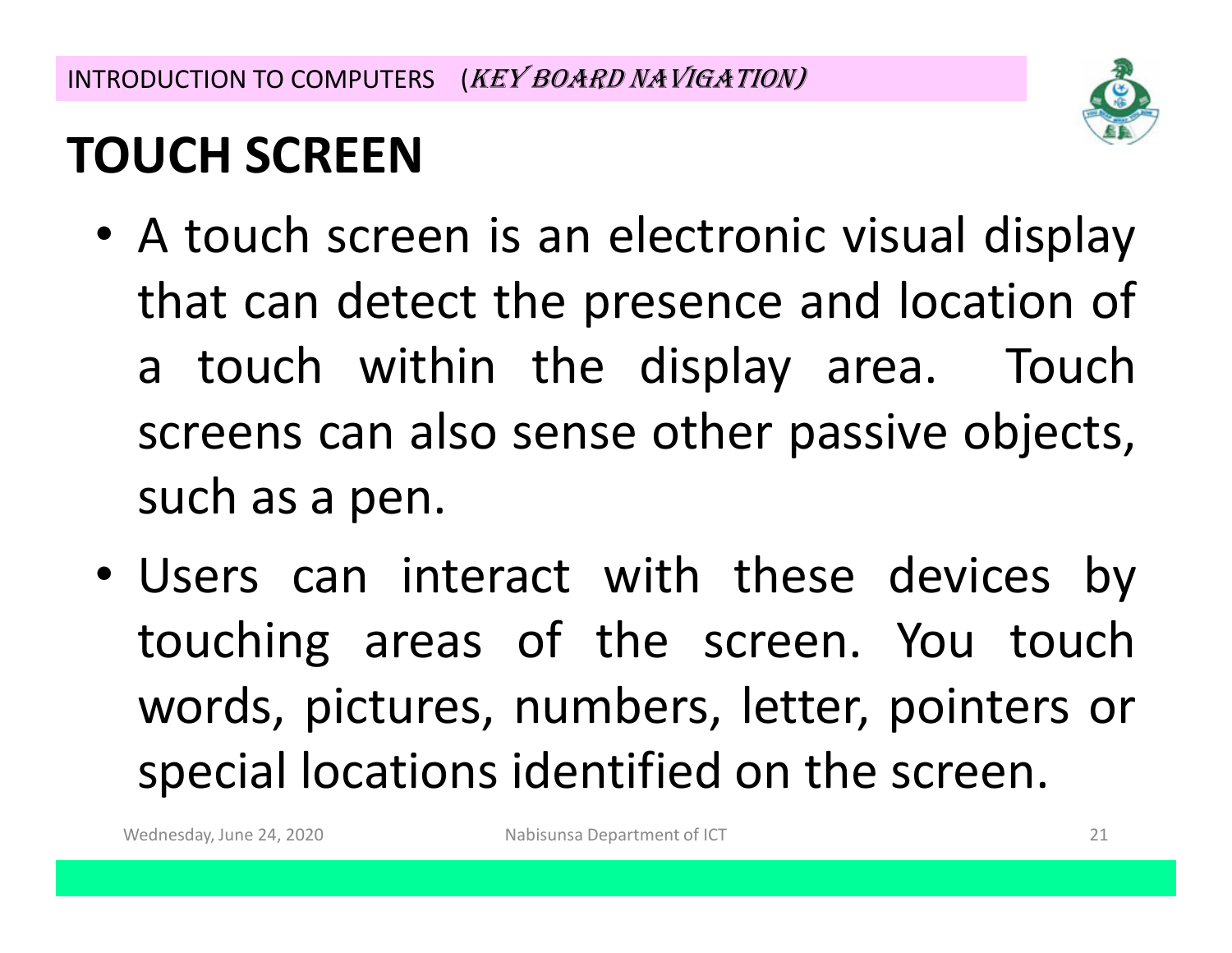# TOUCH SCREEN

- A touch screen is an electronic visual display that can detect the presence and location of a touch within the display area. Touch screens can also sense other passive objects, such as a pen.
- Users can interact with these devices by touching areas of the screen. You touch words, pictures, numbers, letter, pointers or special locations identified on the screen.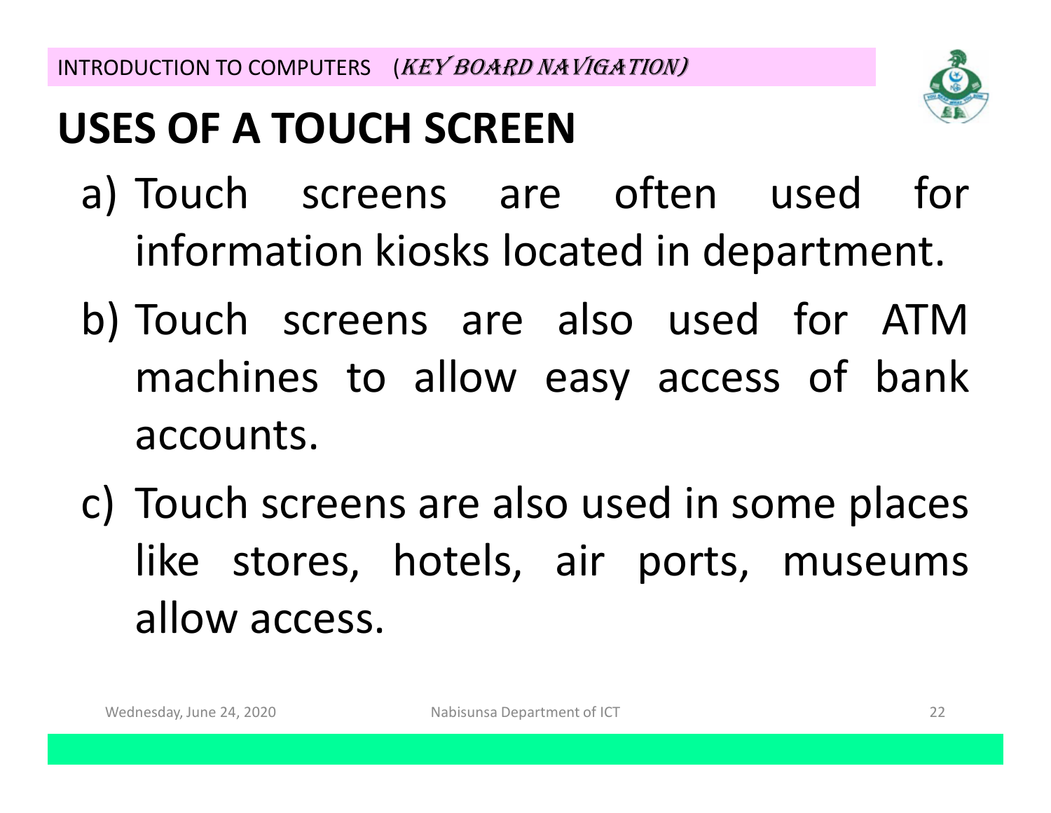# USES OF A TOUCH SCREEN

a) Touch screens are often used for information kiosks located in department.

b) Touch screens are also used for ATM machines to allow easy access of bank accounts.

c) Touch screens are also used in some places like stores, hotels, air ports, museums allow access.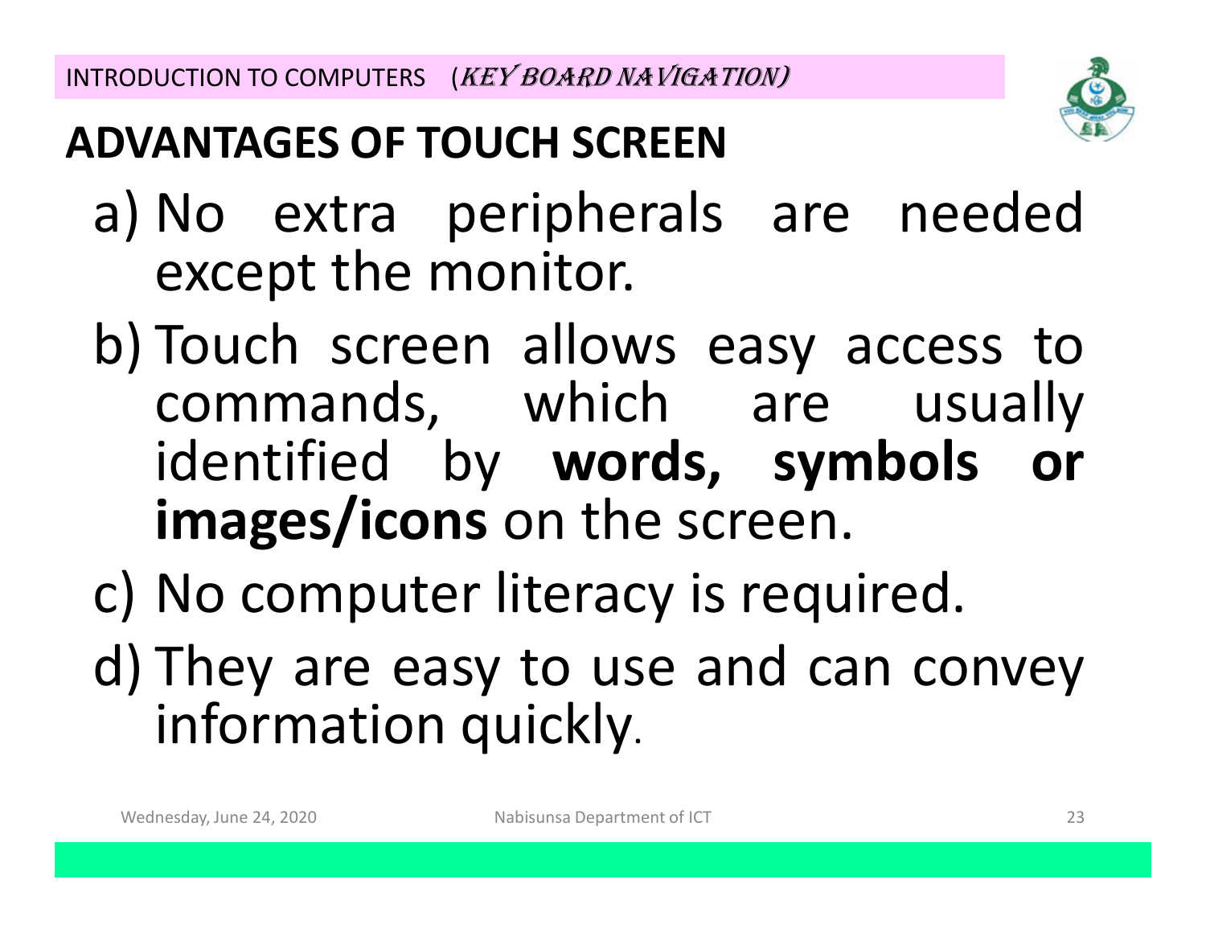## ADVANTAGES OF TOUCH SCREEN

a) No extra peripherals are needed except the monitor.

b) Touch screen allows easy access to commands, which are usually identified by **words, symbols or images/icons** on the screen.

c) No computer literacy is required.

d) They are easy to use and can convey information quickly.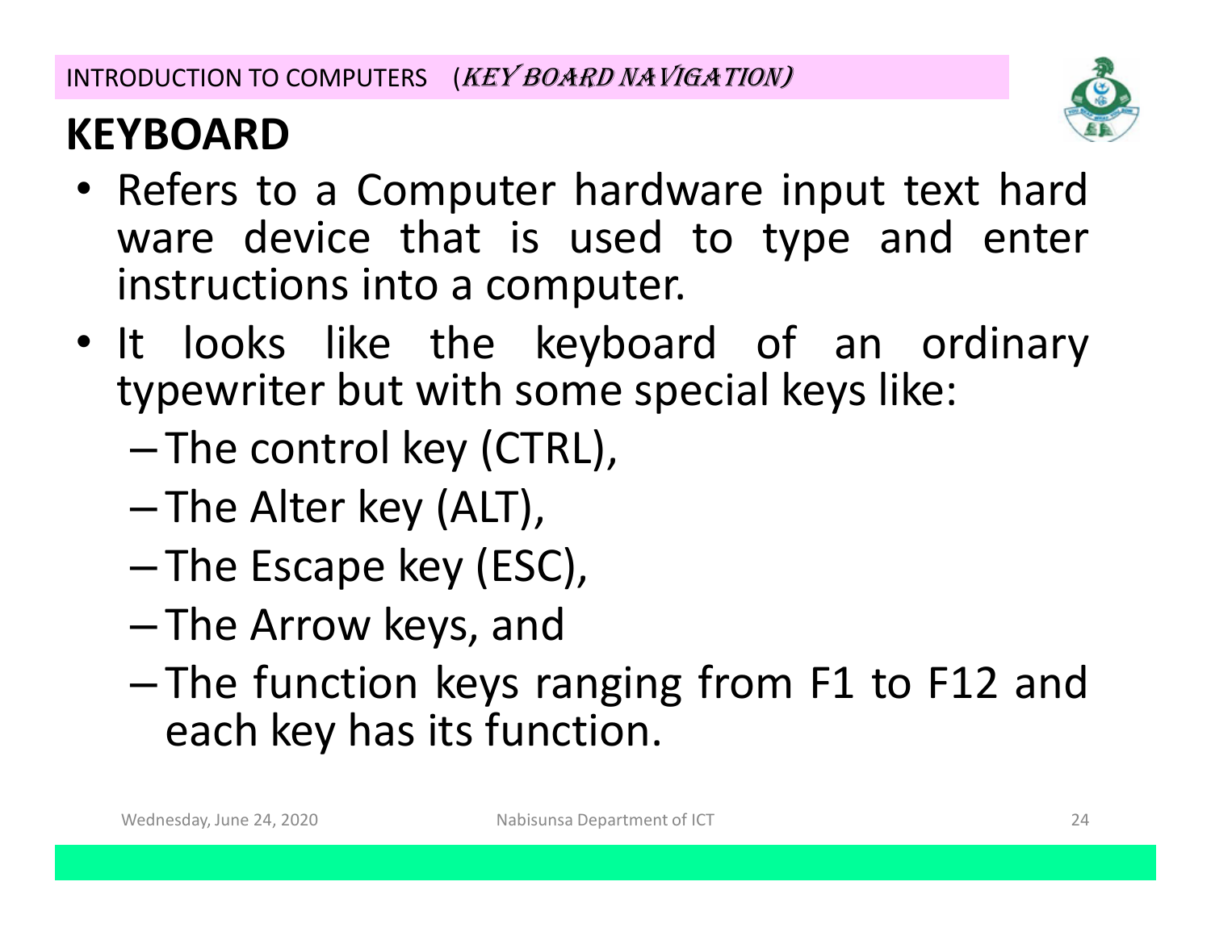## KEYBOARD

- Refers to a Computer hardware input text hard ware device that is used to type and enter instructions into a computer.
- It looks like the keyboard of an ordinary typewriter but with some special keys like:
  - The control key (CTRL),
  - The Alter key (ALT),
  - The Escape key (ESC),
  - The Arrow keys, and
  - The function keys ranging from F1 to F12 and each key has its function.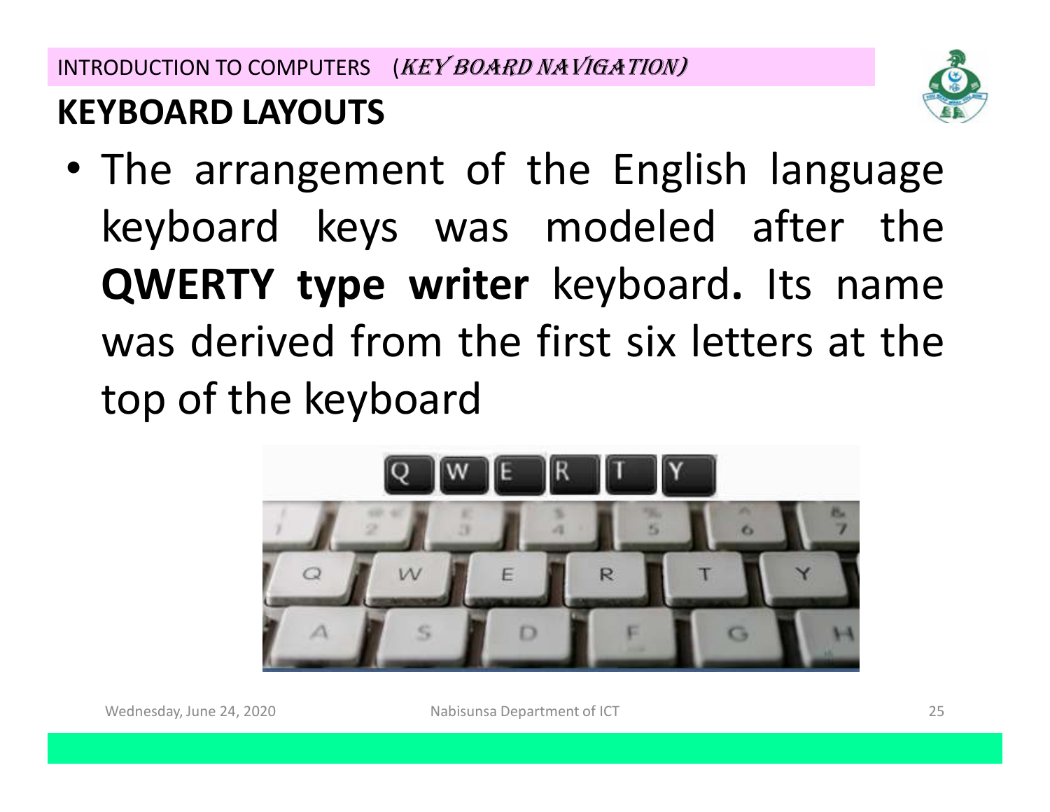INTRODUCTION TO COMPUTERS (*KEY BOARD NAVIGATION)*

## KEYBOARD LAYOUTS

- The arrangement of the English language keyboard keys was modeled after the **QWERTY type writer** keyboard**.** Its name was derived from the first six letters at the top of the keyboard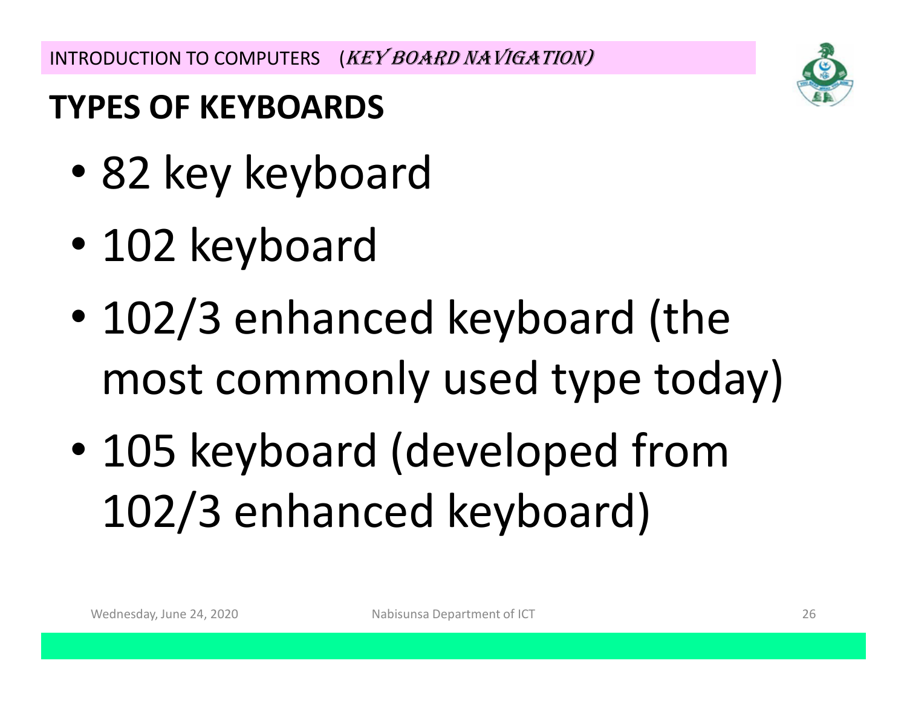## TYPES OF KEYBOARDS

- 82 key keyboard
- 102 keyboard
- 102/3 enhanced keyboard (the most commonly used type today)
- 105 keyboard (developed from 102/3 enhanced keyboard)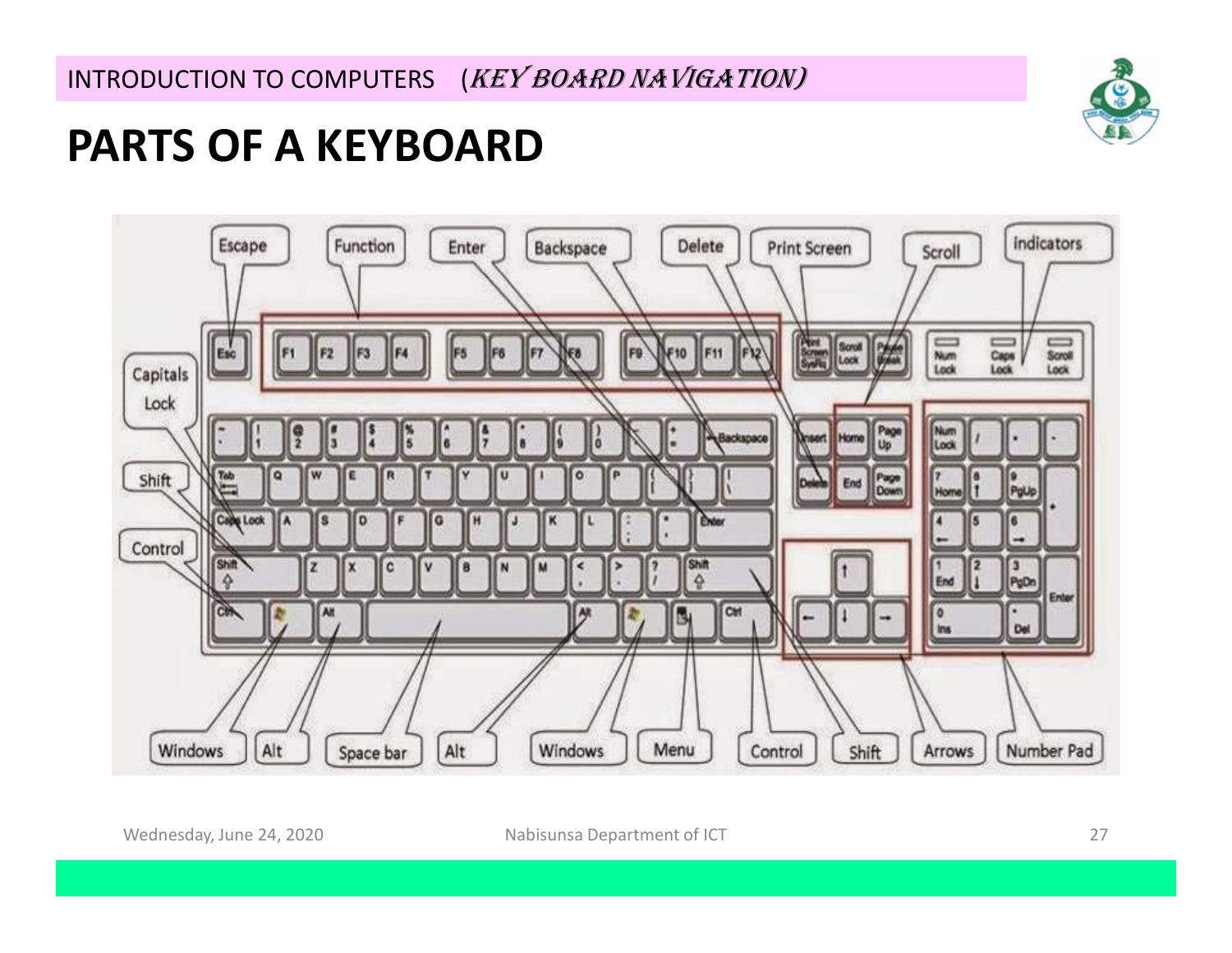INTRODUCTION TO COMPUTERS (*KEY BOARD NAVIGATION)*

# PARTS OF A KEYBOARD

Escape

Function

Enter

Backspace

Delete

Print Screen

Scroll

indicators

Capitals Lock

Shift

Control

Windows

Alt

Space bar

Alt

Windows

Menu

Control

Shift

Arrows

Number Pad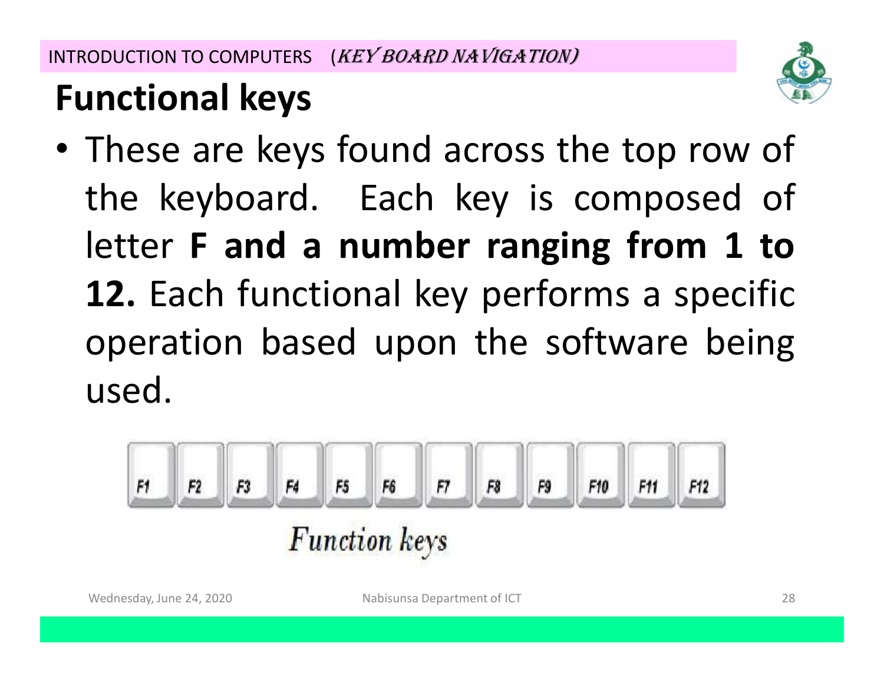## Functional keys

- These are keys found across the top row of the keyboard. Each key is composed of letter **F and a number ranging from 1 to 12.** Each functional key performs a specific operation based upon the software being used.

F1 F2 F3 F4 F5 F6 F7 F8 F9 F10 F11 F12

*Function keys*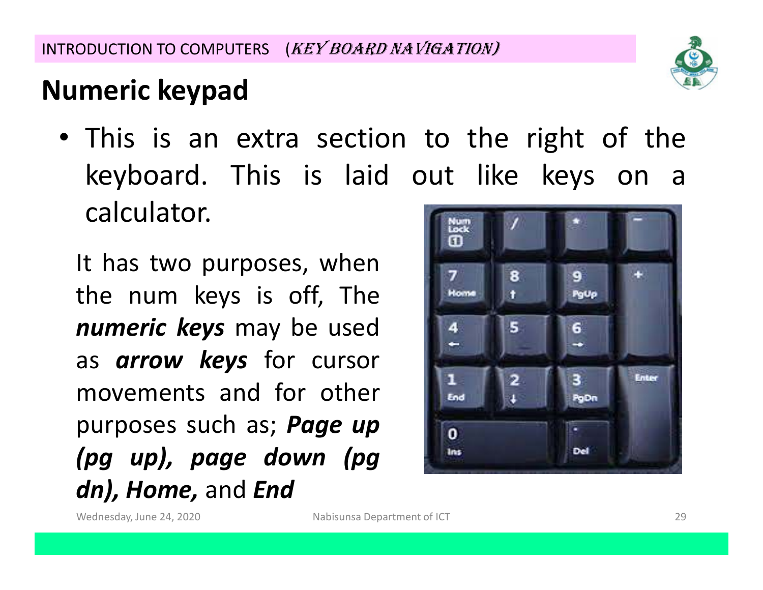## Numeric keypad

- This is an extra section to the right of the keyboard. This is laid out like keys on a calculator.

It has two purposes, when the num keys is off, The ***numeric keys*** may be used as ***arrow keys*** for cursor movements and for other purposes such as; ***Page up (pg up), page down (pg dn), Home,*** and ***End***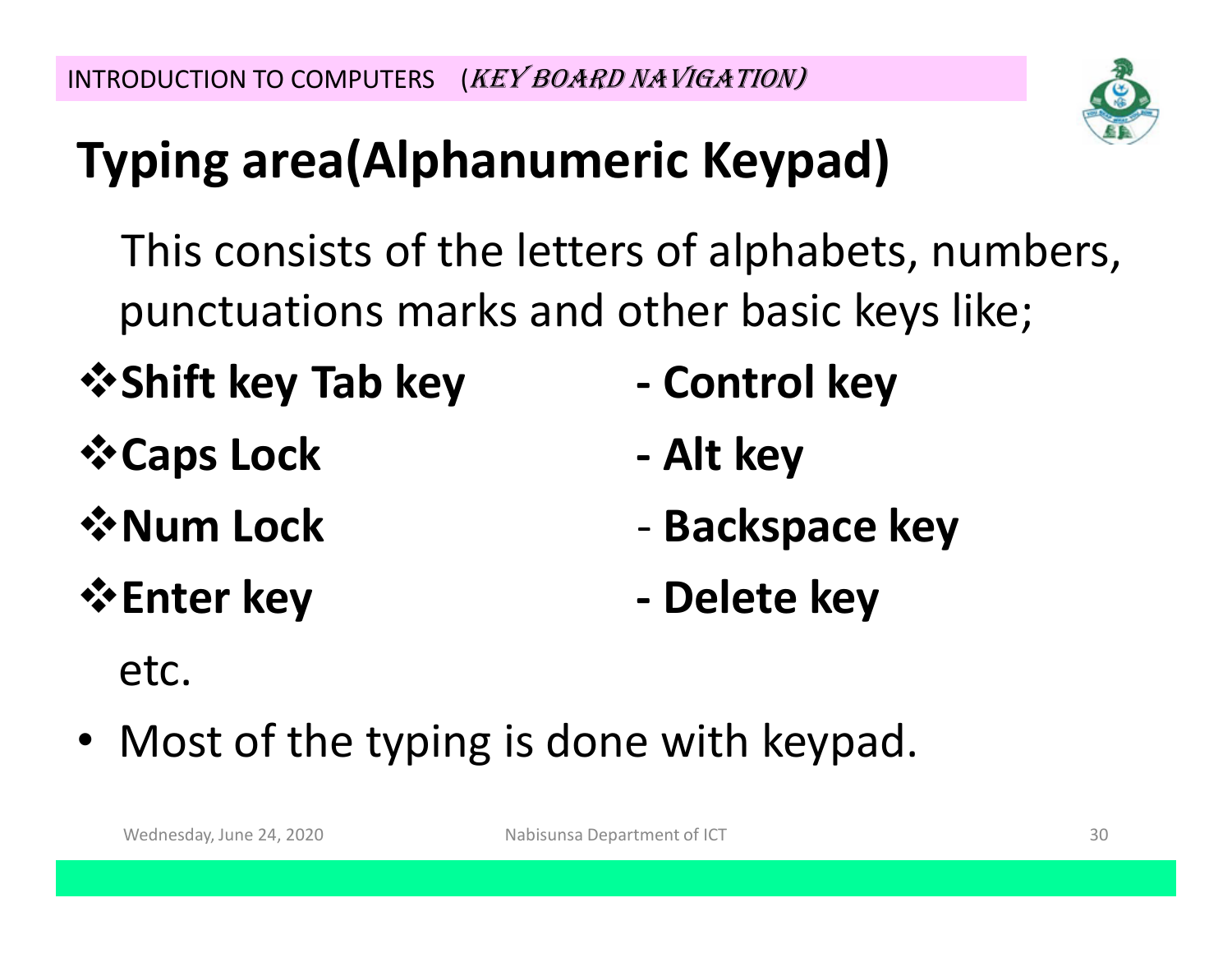# Typing area(Alphanumeric Keypad)

This consists of the letters of alphabets, numbers, punctuations marks and other basic keys like;

- **Shift key Tab key** - **Control key**
- **Caps Lock** - **Alt key**
- **Num Lock** - **Backspace key**
- **Enter key** - **Delete key**

etc.

- Most of the typing is done with keypad.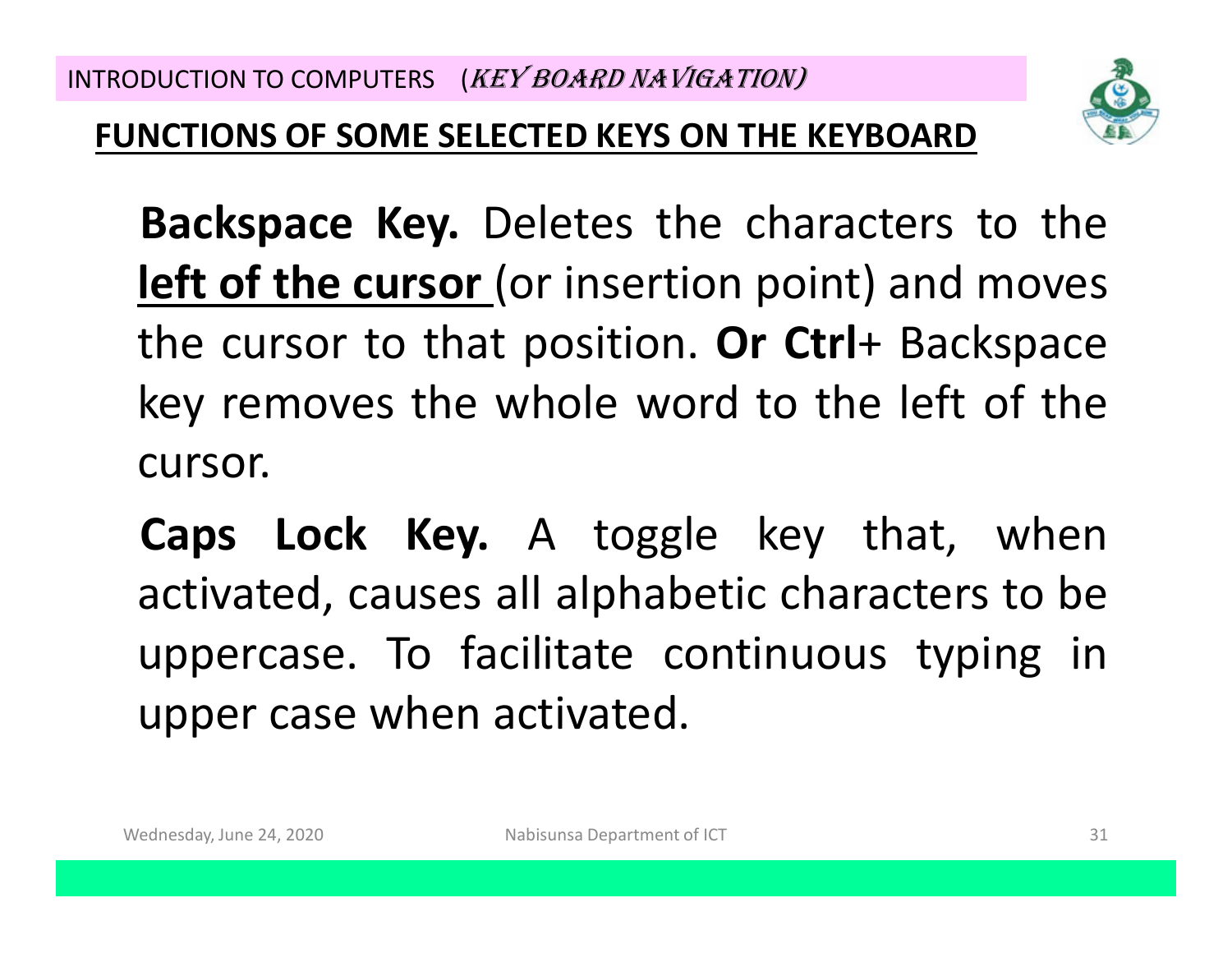## FUNCTIONS OF SOME SELECTED KEYS ON THE KEYBOARD

**Backspace Key.** Deletes the characters to the **left of the cursor** (or insertion point) and moves the cursor to that position. **Or Ctrl**+ Backspace key removes the whole word to the left of the cursor.

**Caps Lock Key.** A toggle key that, when activated, causes all alphabetic characters to be uppercase. To facilitate continuous typing in upper case when activated.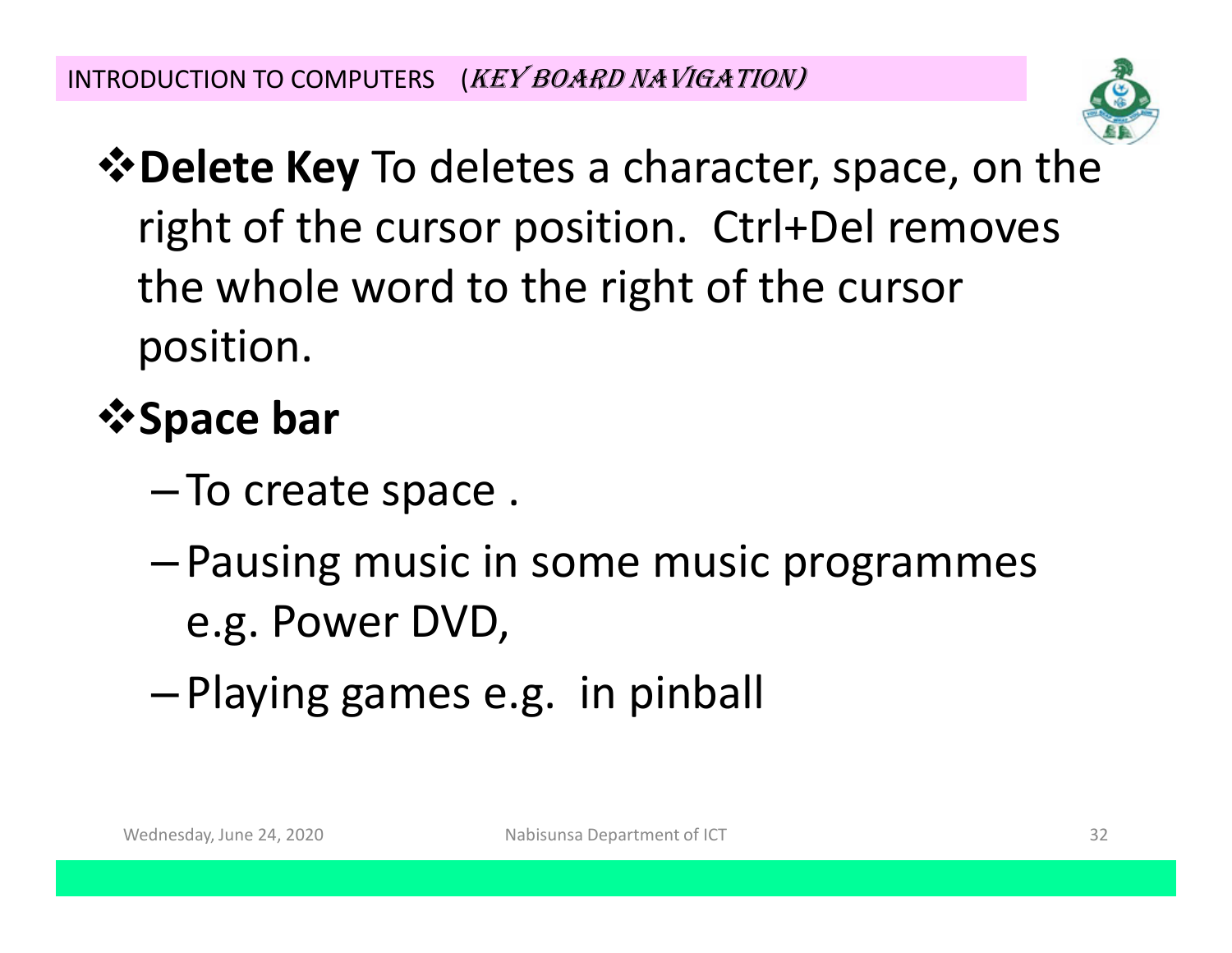- **Delete Key** To deletes a character, space, on the right of the cursor position. Ctrl+Del removes the whole word to the right of the cursor position.
- **Space bar**
  - To create space .
  - Pausing music in some music programmes e.g. Power DVD,
  - Playing games e.g. in pinball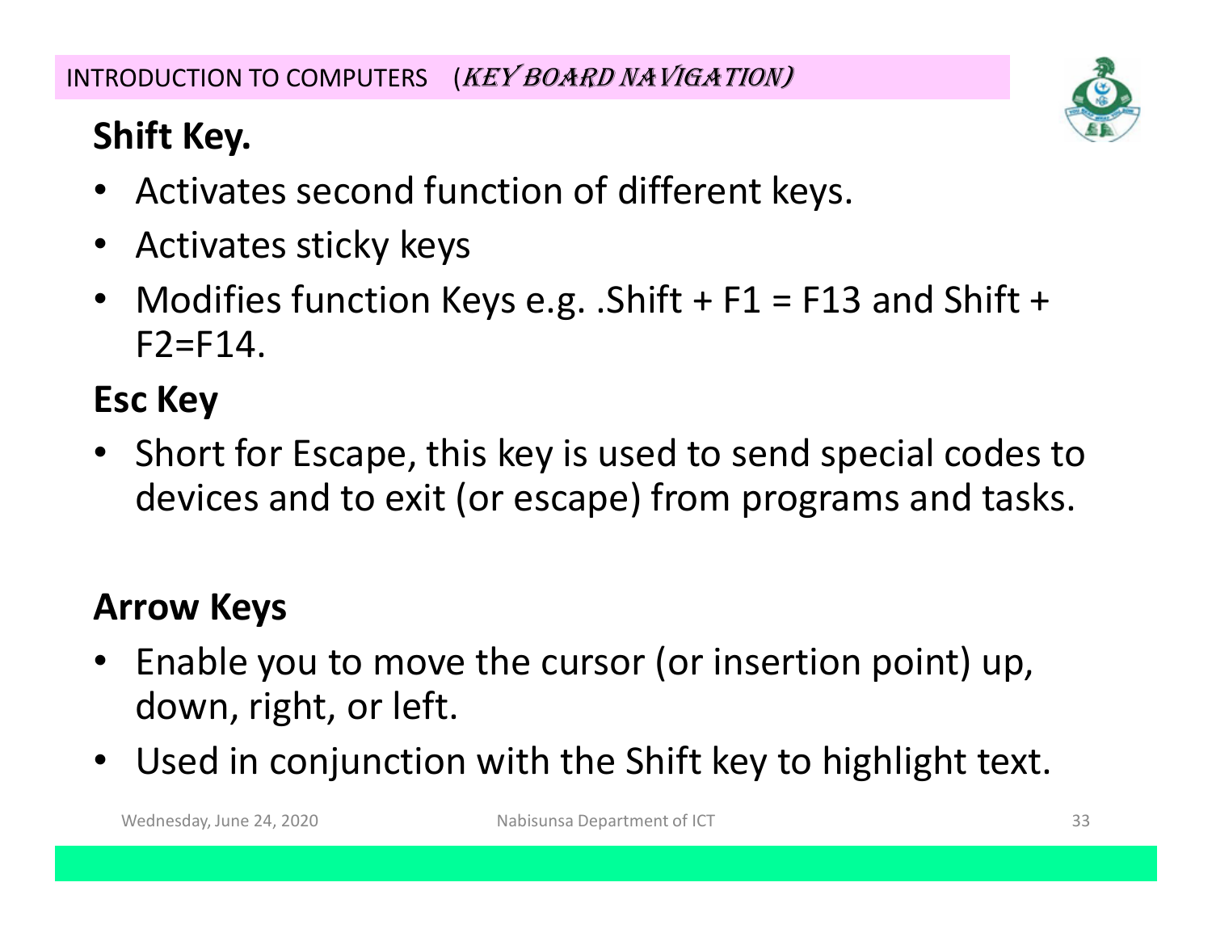## Shift Key.

- Activates second function of different keys.
- Activates sticky keys
- Modifies function Keys e.g. .Shift + F1 = F13 and Shift + F2=F14.

## Esc Key

- Short for Escape, this key is used to send special codes to devices and to exit (or escape) from programs and tasks.

## Arrow Keys

- Enable you to move the cursor (or insertion point) up, down, right, or left.
- Used in conjunction with the Shift key to highlight text.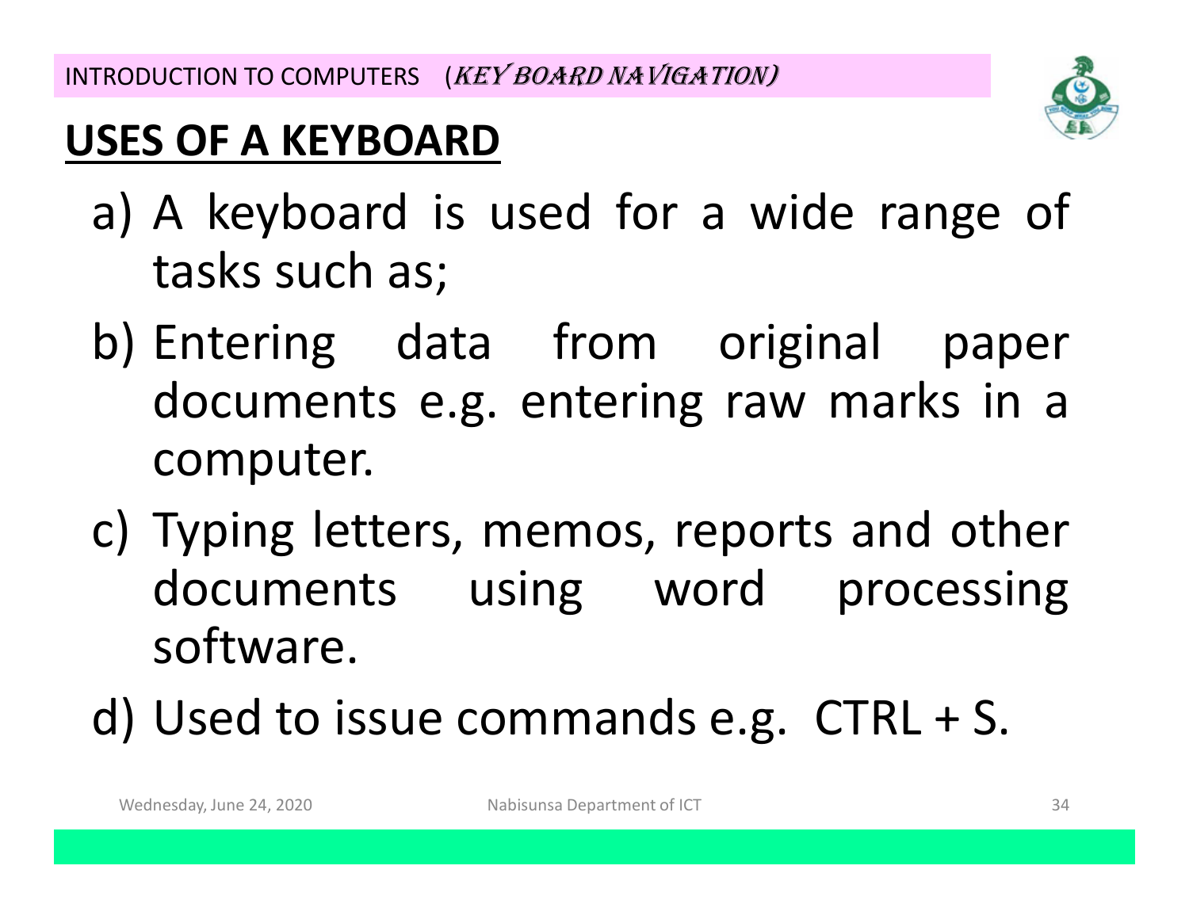## USES OF A KEYBOARD

a) A keyboard is used for a wide range of tasks such as;

b) Entering data from original paper documents e.g. entering raw marks in a computer.

c) Typing letters, memos, reports and other documents using word processing software.

d) Used to issue commands e.g. CTRL + S.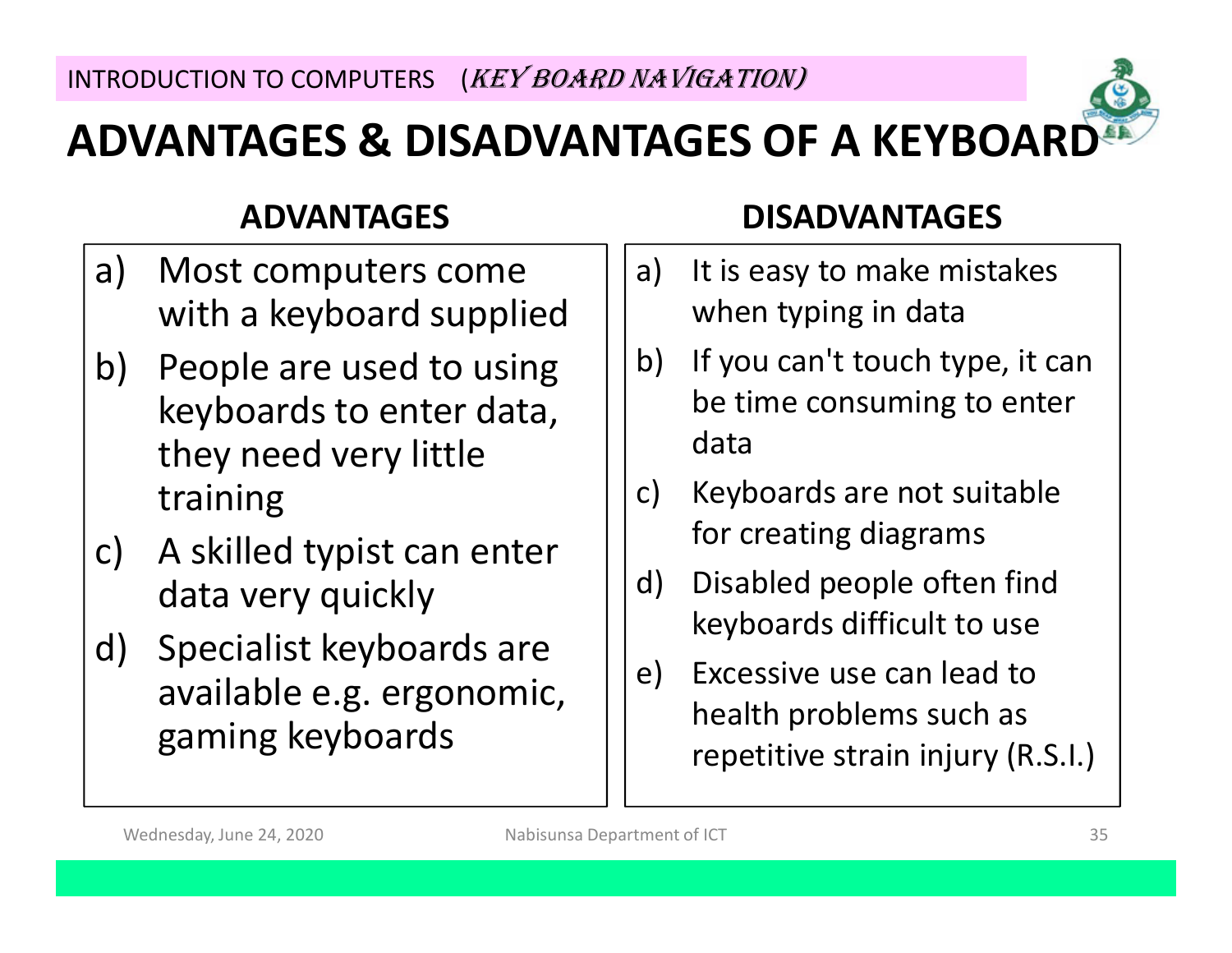INTRODUCTION TO COMPUTERS (*KEY BOARD NAVIGATION)*

# ADVANTAGES & DISADVANTAGES OF A KEYBOARD

## ADVANTAGES

a) Most computers come with a keyboard supplied

b) People are used to using keyboards to enter data, they need very little training

c) A skilled typist can enter data very quickly

d) Specialist keyboards are available e.g. ergonomic, gaming keyboards

## DISADVANTAGES

a) It is easy to make mistakes when typing in data

b) If you can't touch type, it can be time consuming to enter data

c) Keyboards are not suitable for creating diagrams

d) Disabled people often find keyboards difficult to use

e) Excessive use can lead to health problems such as repetitive strain injury (R.S.I.)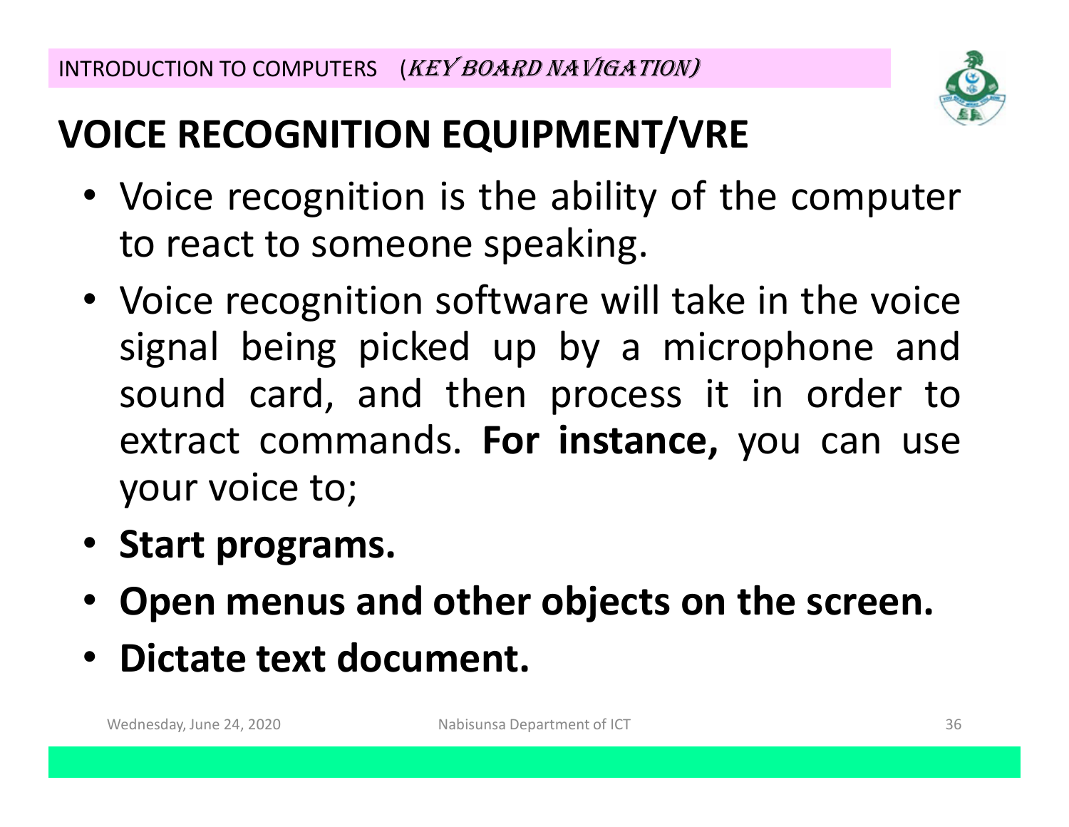## VOICE RECOGNITION EQUIPMENT/VRE

- Voice recognition is the ability of the computer to react to someone speaking.
- Voice recognition software will take in the voice signal being picked up by a microphone and sound card, and then process it in order to extract commands. **For instance,** you can use your voice to;
- **Start programs.**
- **Open menus and other objects on the screen.**
- **Dictate text document.**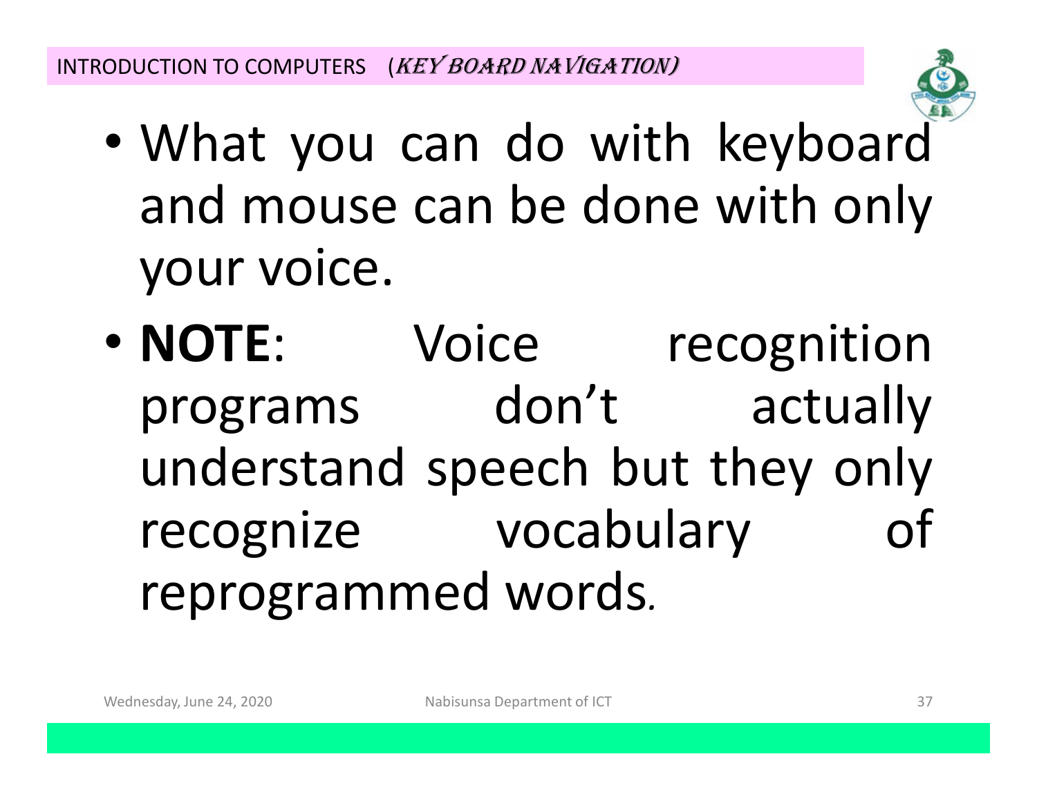- What you can do with keyboard and mouse can be done with only your voice.
- **NOTE**: Voice recognition programs don't actually understand speech but they only recognize vocabulary of reprogrammed words.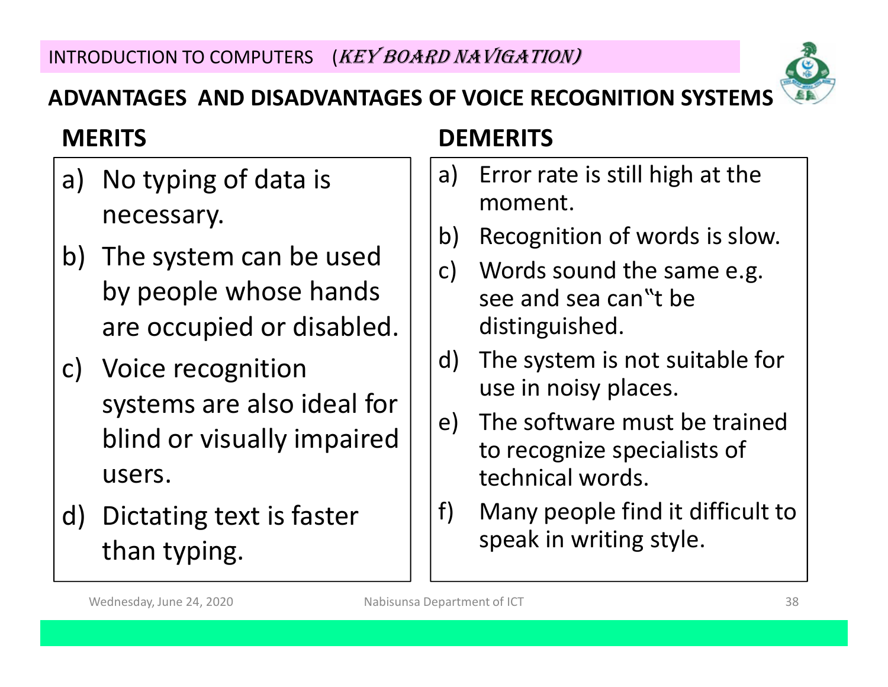INTRODUCTION TO COMPUTERS (*KEY BOARD NAVIGATION)*

## ADVANTAGES AND DISADVANTAGES OF VOICE RECOGNITION SYSTEMS

### MERITS

a) No typing of data is necessary.

b) The system can be used by people whose hands are occupied or disabled.

c) Voice recognition systems are also ideal for blind or visually impaired users.

d) Dictating text is faster than typing.

### DEMERITS

a) Error rate is still high at the moment.

b) Recognition of words is slow.

c) Words sound the same e.g. see and sea can"t be distinguished.

d) The system is not suitable for use in noisy places.

e) The software must be trained to recognize specialists of technical words.

f) Many people find it difficult to speak in writing style.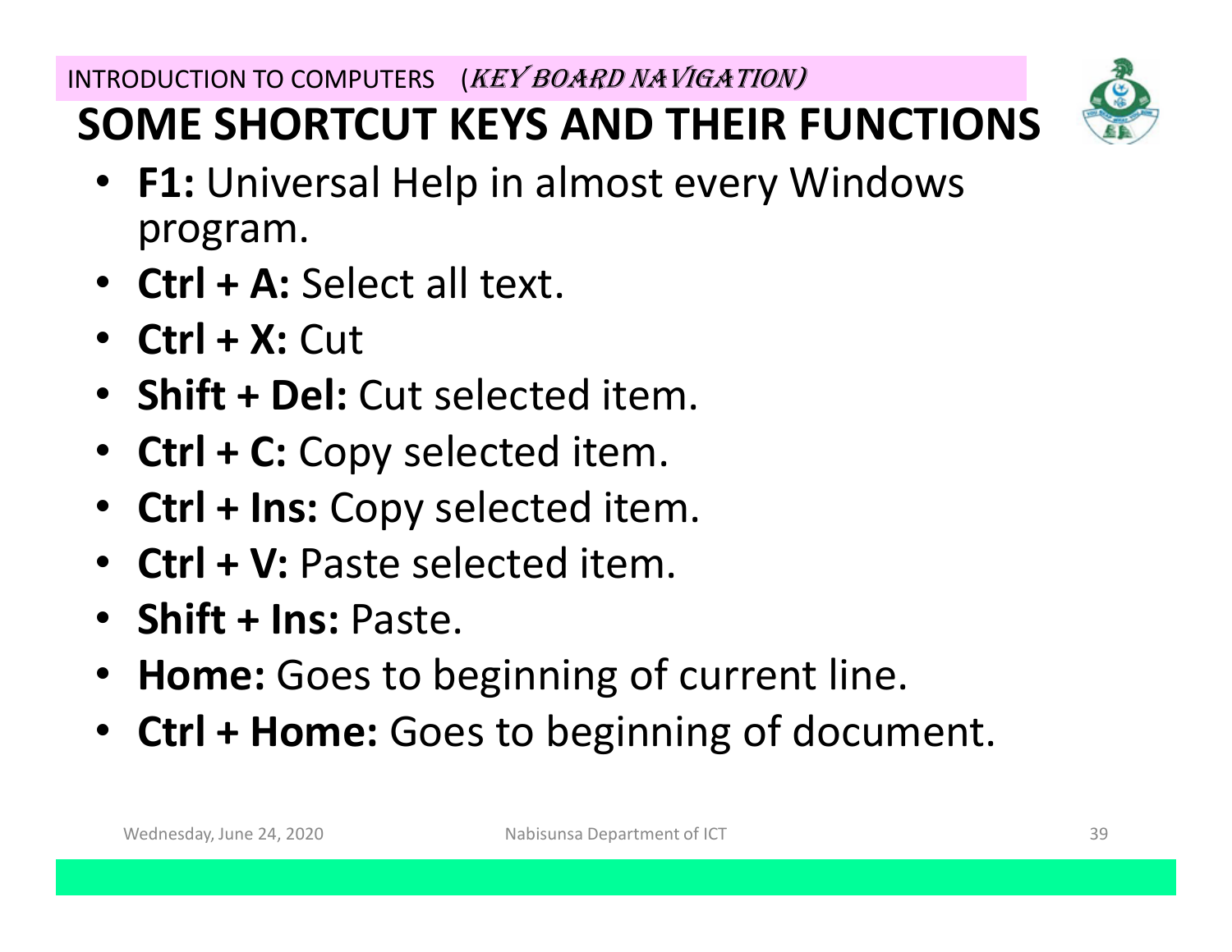INTRODUCTION TO COMPUTERS (*KEY BOARD NAVIGATION)*

# SOME SHORTCUT KEYS AND THEIR FUNCTIONS

- **F1:** Universal Help in almost every Windows program.
- **Ctrl + A:** Select all text.
- **Ctrl + X:** Cut
- **Shift + Del:** Cut selected item.
- **Ctrl + C:** Copy selected item.
- **Ctrl + Ins:** Copy selected item.
- **Ctrl + V:** Paste selected item.
- **Shift + Ins:** Paste.
- **Home:** Goes to beginning of current line.
- **Ctrl + Home:** Goes to beginning of document.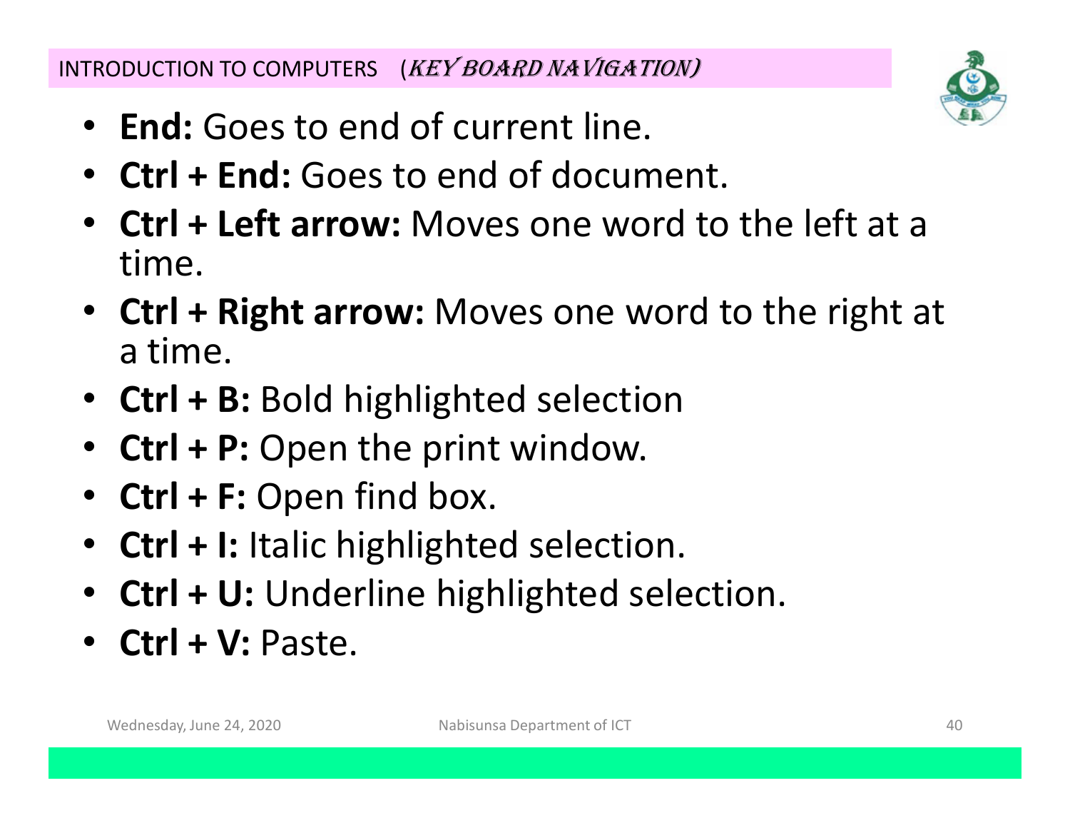- **End:** Goes to end of current line.
- **Ctrl + End:** Goes to end of document.
- **Ctrl + Left arrow:** Moves one word to the left at a time.
- **Ctrl + Right arrow:** Moves one word to the right at a time.
- **Ctrl + B:** Bold highlighted selection
- **Ctrl + P:** Open the print window.
- **Ctrl + F:** Open find box.
- **Ctrl + I:** Italic highlighted selection.
- **Ctrl + U:** Underline highlighted selection.
- **Ctrl + V:** Paste.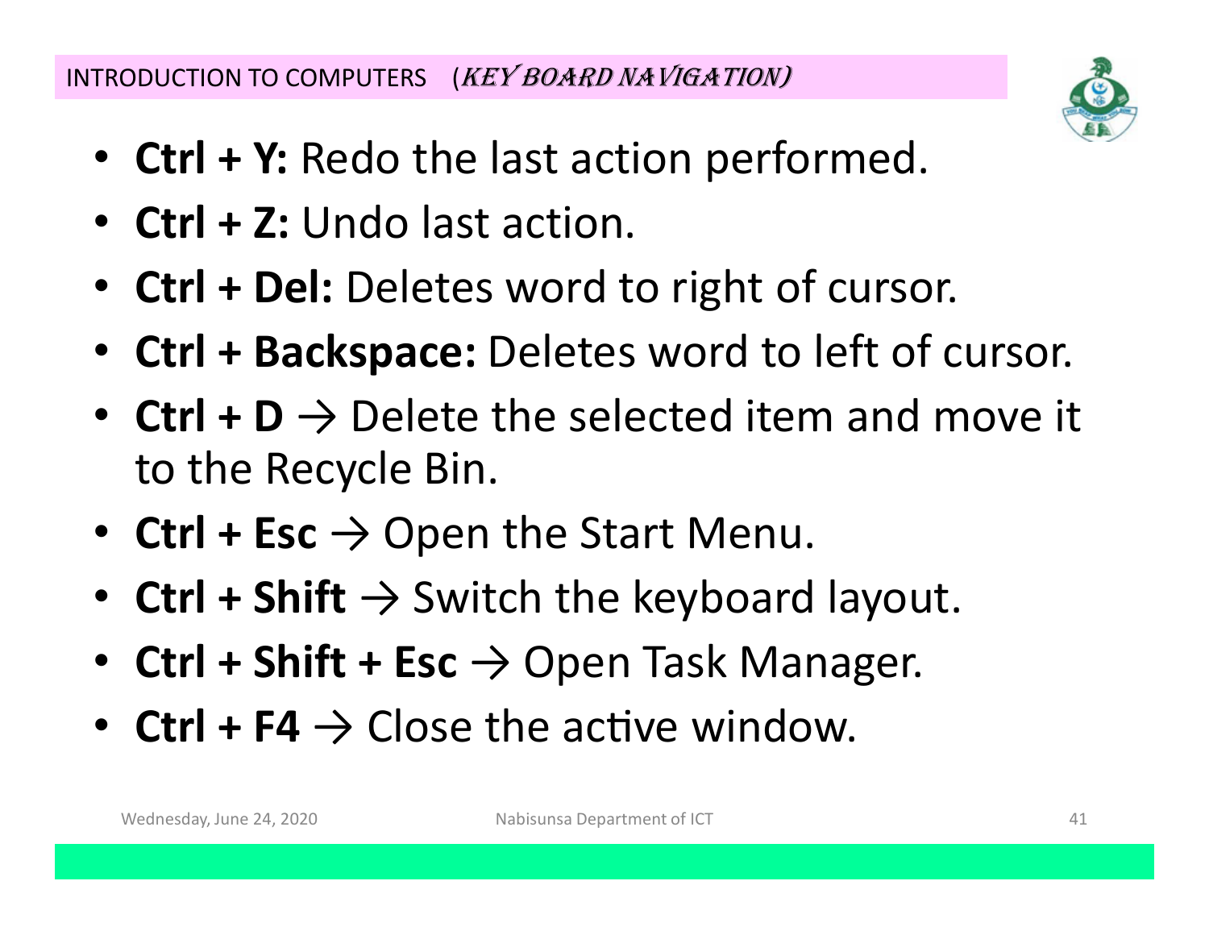- **Ctrl + Y:** Redo the last action performed.
- **Ctrl + Z:** Undo last action.
- **Ctrl + Del:** Deletes word to right of cursor.
- **Ctrl + Backspace:** Deletes word to left of cursor.
- **Ctrl + D** → Delete the selected item and move it to the Recycle Bin.
- **Ctrl + Esc** → Open the Start Menu.
- **Ctrl + Shift** → Switch the keyboard layout.
- **Ctrl + Shift + Esc** → Open Task Manager.
- **Ctrl + F4** → Close the active window.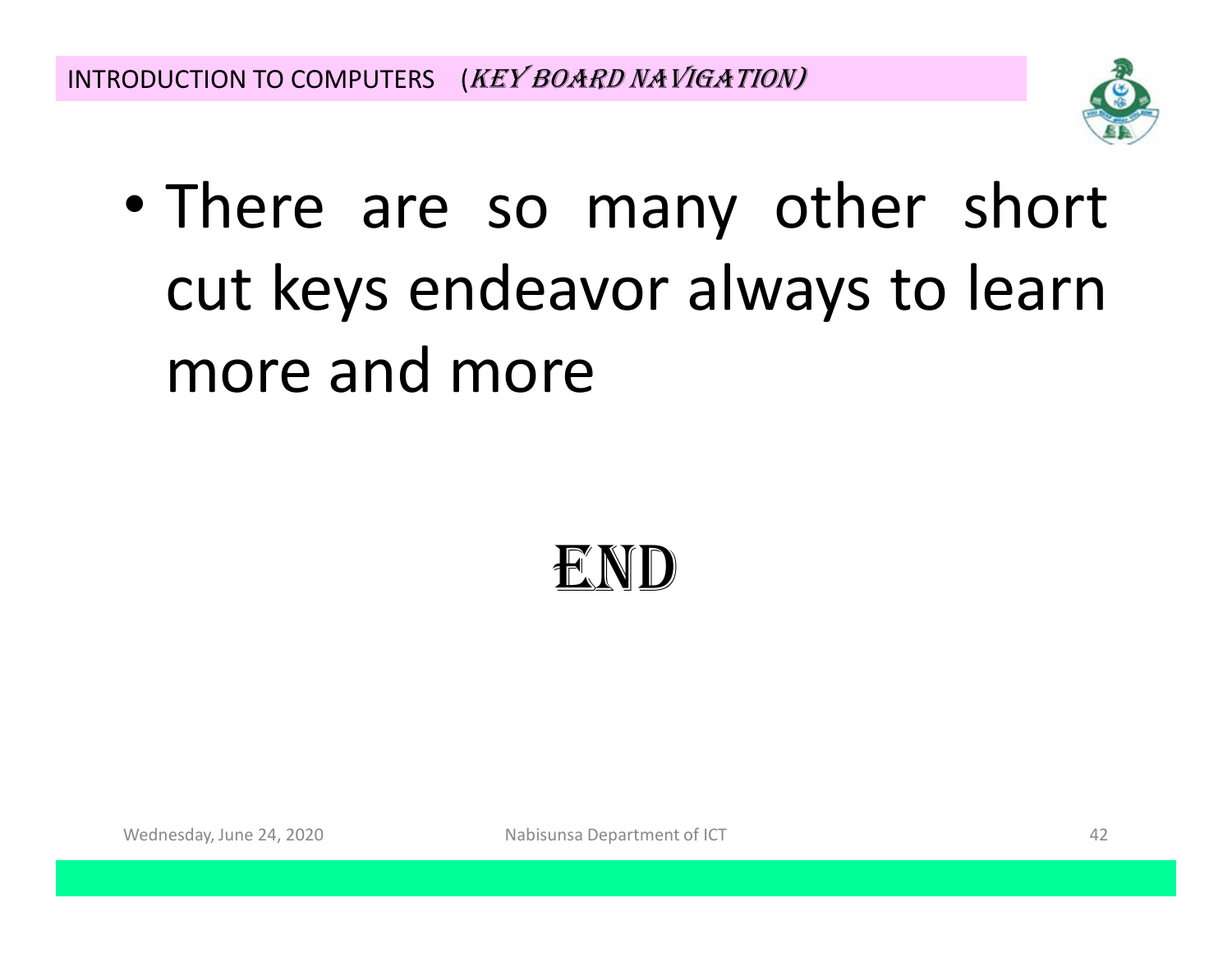- There are so many other short cut keys endeavor always to learn more and more

# END